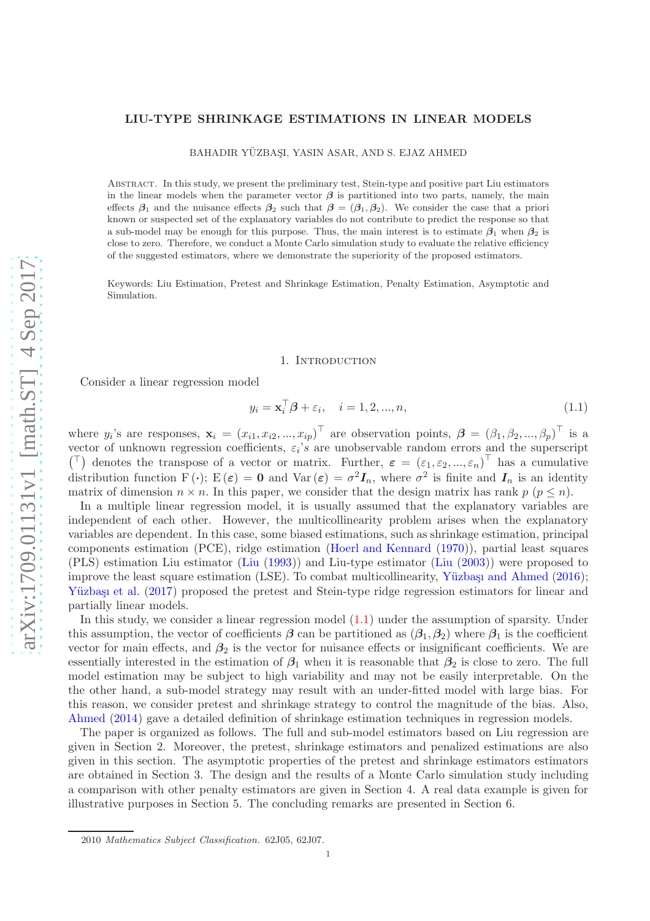# LIU-TYPE SHRINKAGE ESTIMATIONS IN LINEAR MODELS

BAHADIR YÜZBAŞI, YASIN ASAR, AND S. EJAZ AHMED

Abstract. In this study, we present the preliminary test, Stein-type and positive part Liu estimators in the linear models when the parameter vector $\boldsymbol{\beta}$ is partitioned into two parts, namely, the main effects $\boldsymbol{\beta}_1$ and the nuisance effects $\boldsymbol{\beta}_2$ such that $\boldsymbol{\beta} = (\boldsymbol{\beta}_1, \boldsymbol{\beta}_2)$. We consider the case that a priori known or suspected set of the explanatory variables do not contribute to predict the response so that a sub-model may be enough for this purpose. Thus, the main interest is to estimate $\boldsymbol{\beta}_1$ when $\boldsymbol{\beta}_2$ is close to zero. Therefore, we conduct a Monte Carlo simulation study to evaluate the relative efficiency of the suggested estimators, where we demonstrate the superiority of the proposed estimators.

Keywords: Liu Estimation, Pretest and Shrinkage Estimation, Penalty Estimation, Asymptotic and Simulation.

## 1. Introduction

Consider a linear regression model

$$y_i = \mathbf{x}_i^\top \boldsymbol{\beta} + \varepsilon_i, \quad i = 1, 2, ..., n, \tag{1.1}$$

where $y_i$'s are responses, $\mathbf{x}_i = (x_{i1}, x_{i2}, ..., x_{ip})^\top$ are observation points, $\boldsymbol{\beta} = (\beta_1, \beta_2, ..., \beta_p)^\top$ is a vector of unknown regression coefficients, $\varepsilon_i$'s are unobservable random errors and the superscript $(^\top)$ denotes the transpose of a vector or matrix. Further, $\boldsymbol{\varepsilon} = (\varepsilon_1, \varepsilon_2, ..., \varepsilon_n)^\top$ has a cumulative distribution function $\mathrm{F}(\cdot)$; $\mathrm{E}(\boldsymbol{\varepsilon}) = \mathbf{0}$ and $\mathrm{Var}(\boldsymbol{\varepsilon}) = \sigma^2 \boldsymbol{I}_n$, where $\sigma^2$ is finite and $\boldsymbol{I}_n$ is an identity matrix of dimension $n \times n$. In this paper, we consider that the design matrix has rank $p$ $(p \leq n)$.

In a multiple linear regression model, it is usually assumed that the explanatory variables are independent of each other. However, the multicollinearity problem arises when the explanatory variables are dependent. In this case, some biased estimations, such as shrinkage estimation, principal components estimation (PCE), ridge estimation (Hoerl and Kennard (1970)), partial least squares (PLS) estimation Liu estimator (Liu (1993)) and Liu-type estimator (Liu (2003)) were proposed to improve the least square estimation (LSE). To combat multicollinearity, Yüzbaşı and Ahmed (2016); Yüzbaşı et al. (2017) proposed the pretest and Stein-type ridge regression estimators for linear and partially linear models.

In this study, we consider a linear regression model (1.1) under the assumption of sparsity. Under this assumption, the vector of coefficients $\boldsymbol{\beta}$ can be partitioned as $(\boldsymbol{\beta}_1, \boldsymbol{\beta}_2)$ where $\boldsymbol{\beta}_1$ is the coefficient vector for main effects, and $\boldsymbol{\beta}_2$ is the vector for nuisance effects or insignificant coefficients. We are essentially interested in the estimation of $\boldsymbol{\beta}_1$ when it is reasonable that $\boldsymbol{\beta}_2$ is close to zero. The full model estimation may be subject to high variability and may not be easily interpretable. On the the other hand, a sub-model strategy may result with an under-fitted model with large bias. For this reason, we consider pretest and shrinkage strategy to control the magnitude of the bias. Also, Ahmed (2014) gave a detailed definition of shrinkage estimation techniques in regression models.

The paper is organized as follows. The full and sub-model estimators based on Liu regression are given in Section 2. Moreover, the pretest, shrinkage estimators and penalized estimations are also given in this section. The asymptotic properties of the pretest and shrinkage estimators estimators are obtained in Section 3. The design and the results of a Monte Carlo simulation study including a comparison with other penalty estimators are given in Section 4. A real data example is given for illustrative purposes in Section 5. The concluding remarks are presented in Section 6.

2010 *Mathematics Subject Classification.* 62J05, 62J07.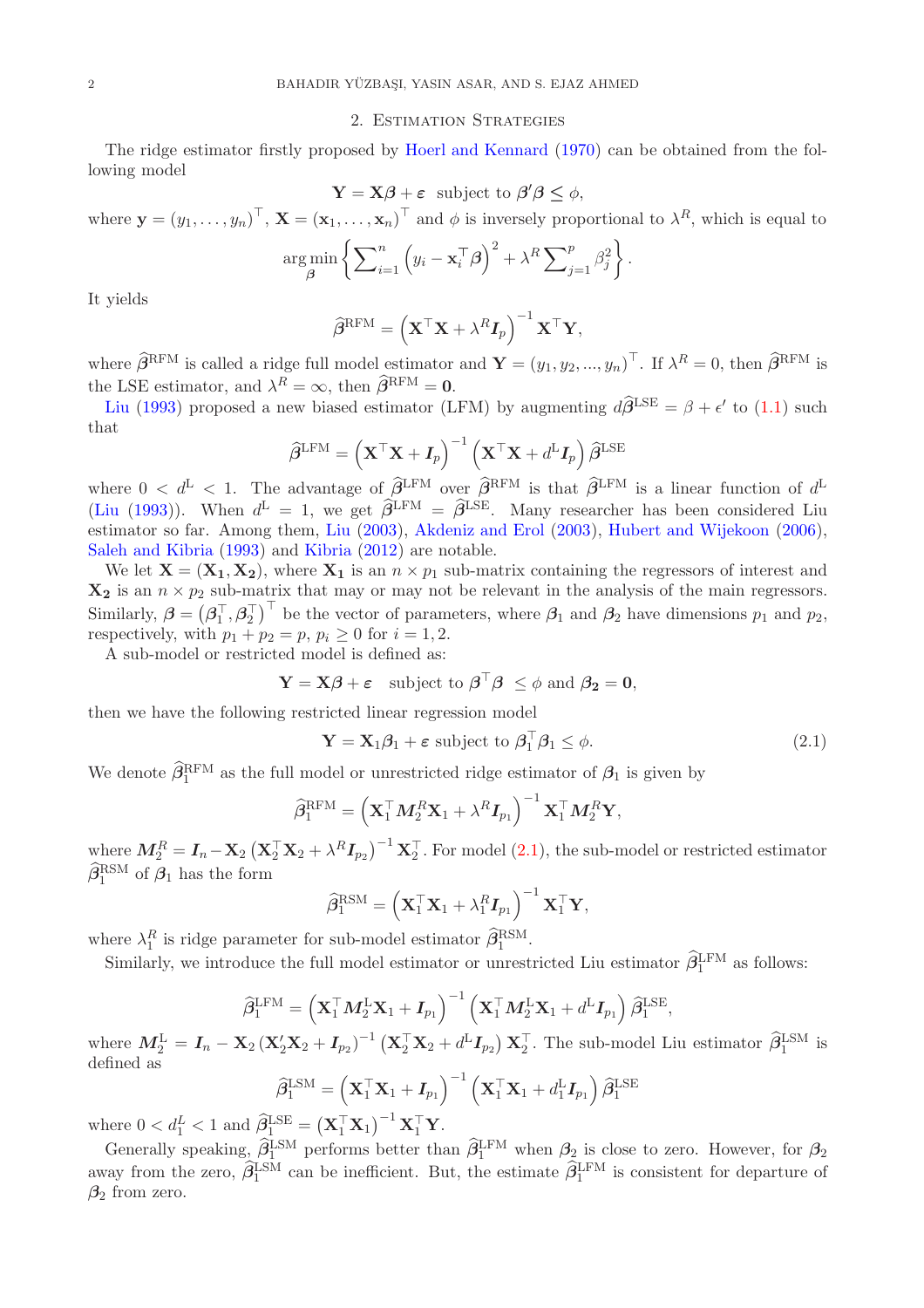## 2. Estimation Strategies

The ridge estimator firstly proposed by Hoerl and Kennard (1970) can be obtained from the following model

$$\mathbf{Y} = \mathbf{X}\boldsymbol{\beta} + \boldsymbol{\varepsilon} \text{ subject to } \boldsymbol{\beta}'\boldsymbol{\beta} \leq \phi,$$

where $\mathbf{y} = (y_1, \ldots, y_n)^\top$, $\mathbf{X} = (\mathbf{x}_1, \ldots, \mathbf{x}_n)^\top$ and $\phi$ is inversely proportional to $\lambda^R$, which is equal to

$$\underset{\boldsymbol{\beta}}{\arg\min} \left\{ \sum\nolimits_{i=1}^{n} \left( y_i - \mathbf{x}_i^\top \boldsymbol{\beta} \right)^2 + \lambda^R \sum\nolimits_{j=1}^{p} \beta_j^2 \right\}.$$

It yields

$$\widehat{\boldsymbol{\beta}}^{\text{RFM}} = \left( \mathbf{X}^\top \mathbf{X} + \lambda^R \boldsymbol{I}_p \right)^{-1} \mathbf{X}^\top \mathbf{Y},$$

where $\widehat{\boldsymbol{\beta}}^{\text{RFM}}$ is called a ridge full model estimator and $\mathbf{Y} = (y_1, y_2, ..., y_n)^\top$. If $\lambda^R = 0$, then $\widehat{\boldsymbol{\beta}}^{\text{RFM}}$ is the LSE estimator, and $\lambda^R = \infty$, then $\widehat{\boldsymbol{\beta}}^{\text{RFM}} = \mathbf{0}$.

Liu (1993) proposed a new biased estimator (LFM) by augmenting $d\widehat{\boldsymbol{\beta}}^{\text{LSE}} = \beta + \epsilon'$ to (1.1) such that

$$\widehat{\boldsymbol{\beta}}^{\text{LFM}} = \left( \mathbf{X}^\top \mathbf{X} + \boldsymbol{I}_p \right)^{-1} \left( \mathbf{X}^\top \mathbf{X} + d^{\text{L}} \boldsymbol{I}_p \right) \widehat{\boldsymbol{\beta}}^{\text{LSE}}$$

where $0 < d^{\text{L}} < 1$. The advantage of $\widehat{\boldsymbol{\beta}}^{\text{LFM}}$ over $\widehat{\boldsymbol{\beta}}^{\text{RFM}}$ is that $\widehat{\boldsymbol{\beta}}^{\text{LFM}}$ is a linear function of $d^{\text{L}}$ (Liu (1993)). When $d^{\text{L}} = 1$, we get $\widehat{\boldsymbol{\beta}}^{\text{LFM}} = \widehat{\boldsymbol{\beta}}^{\text{LSE}}$. Many researcher has been considered Liu estimator so far. Among them, Liu (2003), Akdeniz and Erol (2003), Hubert and Wijekoon (2006), Saleh and Kibria (1993) and Kibria (2012) are notable.

We let $\mathbf{X} = (\mathbf{X_1}, \mathbf{X_2})$, where $\mathbf{X_1}$ is an $n \times p_1$ sub-matrix containing the regressors of interest and $\mathbf{X_2}$ is an $n \times p_2$ sub-matrix that may or may not be relevant in the analysis of the main regressors. Similarly, $\boldsymbol{\beta} = \left( \boldsymbol{\beta}_1^\top, \boldsymbol{\beta}_2^\top \right)^\top$ be the vector of parameters, where $\boldsymbol{\beta}_1$ and $\boldsymbol{\beta}_2$ have dimensions $p_1$ and $p_2$, respectively, with $p_1 + p_2 = p$, $p_i \geq 0$ for $i = 1, 2$.

A sub-model or restricted model is defined as:

$$\mathbf{Y} = \mathbf{X}\boldsymbol{\beta} + \boldsymbol{\varepsilon} \quad \text{subject to } \boldsymbol{\beta}^\top \boldsymbol{\beta} \ \leq \phi \text{ and } \boldsymbol{\beta_2} = \mathbf{0},$$

then we have the following restricted linear regression model

$$\mathbf{Y} = \mathbf{X}_1 \boldsymbol{\beta}_1 + \boldsymbol{\varepsilon} \text{ subject to } \boldsymbol{\beta}_1^\top \boldsymbol{\beta}_1 \leq \phi. \tag{2.1}$$

We denote $\widehat{\boldsymbol{\beta}}_1^{\text{RFM}}$ as the full model or unrestricted ridge estimator of $\boldsymbol{\beta}_1$ is given by

$$\widehat{\boldsymbol{\beta}}_1^{\text{RFM}} = \left( \mathbf{X}_1^\top \boldsymbol{M}_2^R \mathbf{X}_1 + \lambda^R \boldsymbol{I}_{p_1} \right)^{-1} \mathbf{X}_1^\top \boldsymbol{M}_2^R \mathbf{Y},$$

where $\boldsymbol{M}_2^R = \boldsymbol{I}_n - \mathbf{X}_2 \left( \mathbf{X}_2^\top \mathbf{X}_2 + \lambda^R \boldsymbol{I}_{p_2} \right)^{-1} \mathbf{X}_2^\top$. For model (2.1), the sub-model or restricted estimator $\widehat{\boldsymbol{\beta}}_1^{\text{RSM}}$ of $\boldsymbol{\beta}_1$ has the form

$$\widehat{\boldsymbol{\beta}}_1^{\text{RSM}} = \left( \mathbf{X}_1^\top \mathbf{X}_1 + \lambda_1^R \boldsymbol{I}_{p_1} \right)^{-1} \mathbf{X}_1^\top \mathbf{Y},$$

where $\lambda_1^R$ is ridge parameter for sub-model estimator $\widehat{\boldsymbol{\beta}}_1^{\text{RSM}}$.

Similarly, we introduce the full model estimator or unrestricted Liu estimator $\widehat{\boldsymbol{\beta}}_1^{\text{LFM}}$ as follows:

$$\widehat{\boldsymbol{\beta}}_1^{\text{LFM}} = \left( \mathbf{X}_1^\top \boldsymbol{M}_2^{\text{L}} \mathbf{X}_1 + \boldsymbol{I}_{p_1} \right)^{-1} \left( \mathbf{X}_1^\top \boldsymbol{M}_2^{\text{L}} \mathbf{X}_1 + d^{\text{L}} \boldsymbol{I}_{p_1} \right) \widehat{\boldsymbol{\beta}}_1^{\text{LSE}},$$

where $\boldsymbol{M}_2^{\text{L}} = \boldsymbol{I}_n - \mathbf{X}_2 \left( \mathbf{X}_2' \mathbf{X}_2 + \boldsymbol{I}_{p_2} \right)^{-1} \left( \mathbf{X}_2^\top \mathbf{X}_2 + d^{\text{L}} \boldsymbol{I}_{p_2} \right) \mathbf{X}_2^\top$. The sub-model Liu estimator $\widehat{\boldsymbol{\beta}}_1^{\text{LSM}}$ is defined as

$$\widehat{\boldsymbol{\beta}}_1^{\text{LSM}} = \left( \mathbf{X}_1^\top \mathbf{X}_1 + \boldsymbol{I}_{p_1} \right)^{-1} \left( \mathbf{X}_1^\top \mathbf{X}_1 + d_1^{\text{L}} \boldsymbol{I}_{p_1} \right) \widehat{\boldsymbol{\beta}}_1^{\text{LSE}}$$

where $0 < d_1^L < 1$ and $\widehat{\boldsymbol{\beta}}_1^{\text{LSE}} = \left( \mathbf{X}_1^\top \mathbf{X}_1 \right)^{-1} \mathbf{X}_1^\top \mathbf{Y}$.

Generally speaking, $\widehat{\boldsymbol{\beta}}_1^{\text{LSM}}$ performs better than $\widehat{\boldsymbol{\beta}}_1^{\text{LFM}}$ when $\boldsymbol{\beta}_2$ is close to zero. However, for $\boldsymbol{\beta}_2$ away from the zero, $\widehat{\boldsymbol{\beta}}_1^{\text{LSM}}$ can be inefficient. But, the estimate $\widehat{\boldsymbol{\beta}}_1^{\text{LFM}}$ is consistent for departure of $\boldsymbol{\beta}_2$ from zero.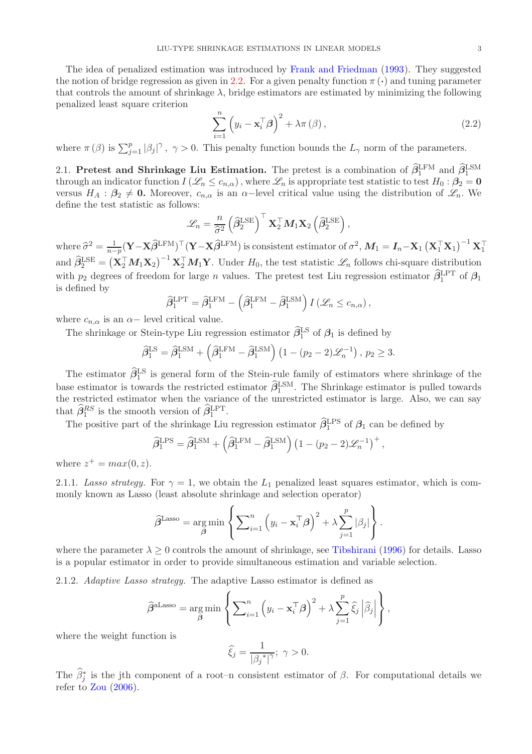The idea of penalized estimation was introduced by Frank and Friedman (1993). They suggested the notion of bridge regression as given in 2.2. For a given penalty function $\pi(\cdot)$ and tuning parameter that controls the amount of shrinkage $\lambda$, bridge estimators are estimated by minimizing the following penalized least square criterion

$$\sum_{i=1}^{n}\left(y_i - \mathbf{x}_i^{\top}\boldsymbol{\beta}\right)^2 + \lambda\pi(\beta), \tag{2.2}$$

where $\pi(\beta)$ is $\sum_{j=1}^{p}|\beta_j|^{\gamma}$, $\gamma > 0$. This penalty function bounds the $L_{\gamma}$ norm of the parameters.

2.1. **Pretest and Shrinkage Liu Estimation.** The pretest is a combination of $\widehat{\boldsymbol{\beta}}_1^{\mathrm{LFM}}$ and $\widehat{\boldsymbol{\beta}}_1^{\mathrm{LSM}}$ through an indicator function $I\left(\mathscr{L}_n \leq c_{n,\alpha}\right)$, where $\mathscr{L}_n$ is appropriate test statistic to test $H_0 : \boldsymbol{\beta}_2 = \mathbf{0}$ versus $H_A : \boldsymbol{\beta}_2 \neq \mathbf{0}$. Moreover, $c_{n,\alpha}$ is an $\alpha-$level critical value using the distribution of $\mathscr{L}_n$. We define the test statistic as follows:

$$\mathscr{L}_n = \frac{n}{\widehat{\sigma}^2}\left(\widehat{\boldsymbol{\beta}}_2^{\mathrm{LSE}}\right)^{\top}\mathbf{X}_2^{\top}\boldsymbol{M}_1\mathbf{X}_2\left(\widehat{\boldsymbol{\beta}}_2^{\mathrm{LSE}}\right),$$

where $\widehat{\sigma}^2 = \frac{1}{n-p}(\mathbf{Y}-\mathbf{X}\widehat{\boldsymbol{\beta}}^{\mathrm{LFM}})^{\top}(\mathbf{Y}-\mathbf{X}\widehat{\boldsymbol{\beta}}^{\mathrm{LFM}})$ is consistent estimator of $\sigma^2$, $\boldsymbol{M}_1 = \boldsymbol{I}_n - \mathbf{X}_1\left(\mathbf{X}_1^{\top}\mathbf{X}_1\right)^{-1}\mathbf{X}_1^{\top}$ and $\widehat{\boldsymbol{\beta}}_2^{\mathrm{LSE}} = \left(\mathbf{X}_2^{\top}\boldsymbol{M}_1\mathbf{X}_2\right)^{-1}\mathbf{X}_2^{\top}\boldsymbol{M}_1\mathbf{Y}$. Under $H_0$, the test statistic $\mathscr{L}_n$ follows chi-square distribution with $p_2$ degrees of freedom for large $n$ values. The pretest test Liu regression estimator $\widehat{\boldsymbol{\beta}}_1^{\mathrm{LPT}}$ of $\boldsymbol{\beta}_1$ is defined by

$$\widehat{\boldsymbol{\beta}}_1^{\mathrm{LPT}} = \widehat{\boldsymbol{\beta}}_1^{\mathrm{LFM}} - \left(\widehat{\boldsymbol{\beta}}_1^{\mathrm{LFM}} - \widehat{\boldsymbol{\beta}}_1^{\mathrm{LSM}}\right)I\left(\mathscr{L}_n \leq c_{n,\alpha}\right),$$

where $c_{n,\alpha}$ is an $\alpha-$ level critical value.

The shrinkage or Stein-type Liu regression estimator $\widehat{\boldsymbol{\beta}}_1^{\mathrm{LS}}$ of $\boldsymbol{\beta}_1$ is defined by

$$\widehat{\boldsymbol{\beta}}_1^{\mathrm{LS}} = \widehat{\boldsymbol{\beta}}_1^{\mathrm{LSM}} + \left(\widehat{\boldsymbol{\beta}}_1^{\mathrm{LFM}} - \widehat{\boldsymbol{\beta}}_1^{\mathrm{LSM}}\right)\left(1-(p_2-2)\mathscr{L}_n^{-1}\right),\ p_2 \geq 3.$$

The estimator $\widehat{\boldsymbol{\beta}}_1^{\mathrm{LS}}$ is general form of the Stein-rule family of estimators where shrinkage of the base estimator is towards the restricted estimator $\widehat{\boldsymbol{\beta}}_1^{\mathrm{LSM}}$. The Shrinkage estimator is pulled towards the restricted estimator when the variance of the unrestricted estimator is large. Also, we can say that $\widehat{\boldsymbol{\beta}}_1^{RS}$ is the smooth version of $\widehat{\boldsymbol{\beta}}_1^{\mathrm{LPT}}$.

The positive part of the shrinkage Liu regression estimator $\widehat{\boldsymbol{\beta}}_1^{\mathrm{LPS}}$ of $\boldsymbol{\beta}_1$ can be defined by

$$\widehat{\boldsymbol{\beta}}_1^{\mathrm{LPS}} = \widehat{\boldsymbol{\beta}}_1^{\mathrm{LSM}} + \left(\widehat{\boldsymbol{\beta}}_1^{\mathrm{LFM}} - \widehat{\boldsymbol{\beta}}_1^{\mathrm{LSM}}\right)\left(1-(p_2-2)\mathscr{L}_n^{-1}\right)^{+},$$

where $z^{+} = max(0, z)$.

2.1.1. *Lasso strategy.* For $\gamma = 1$, we obtain the $L_1$ penalized least squares estimator, which is commonly known as Lasso (least absolute shrinkage and selection operator)

$$\widehat{\boldsymbol{\beta}}^{\mathrm{Lasso}} = \underset{\boldsymbol{\beta}}{\arg\min}\left\{\sum\nolimits_{i=1}^{n}\left(y_i - \mathbf{x}_i^{\top}\boldsymbol{\beta}\right)^2 + \lambda\sum_{j=1}^{p}|\beta_j|\right\}.$$

where the parameter $\lambda \geq 0$ controls the amount of shrinkage, see Tibshirani (1996) for details. Lasso is a popular estimator in order to provide simultaneous estimation and variable selection.

2.1.2. *Adaptive Lasso strategy.* The adaptive Lasso estimator is defined as

$$\widehat{\boldsymbol{\beta}}^{\mathrm{aLasso}} = \underset{\boldsymbol{\beta}}{\arg\min}\left\{\sum\nolimits_{i=1}^{n}\left(y_i - \mathbf{x}_i^{\top}\boldsymbol{\beta}\right)^2 + \lambda\sum_{j=1}^{p}\widehat{\xi}_j\left|\widehat{\beta}_j\right|\right\},$$

where the weight function is

$$\widehat{\xi}_j = \frac{1}{|\beta_j{}^{*}|^{\gamma}};\ \gamma > 0.$$

The $\widehat{\beta}_j^{*}$ is the jth component of a root–n consistent estimator of $\beta$. For computational details we refer to Zou (2006).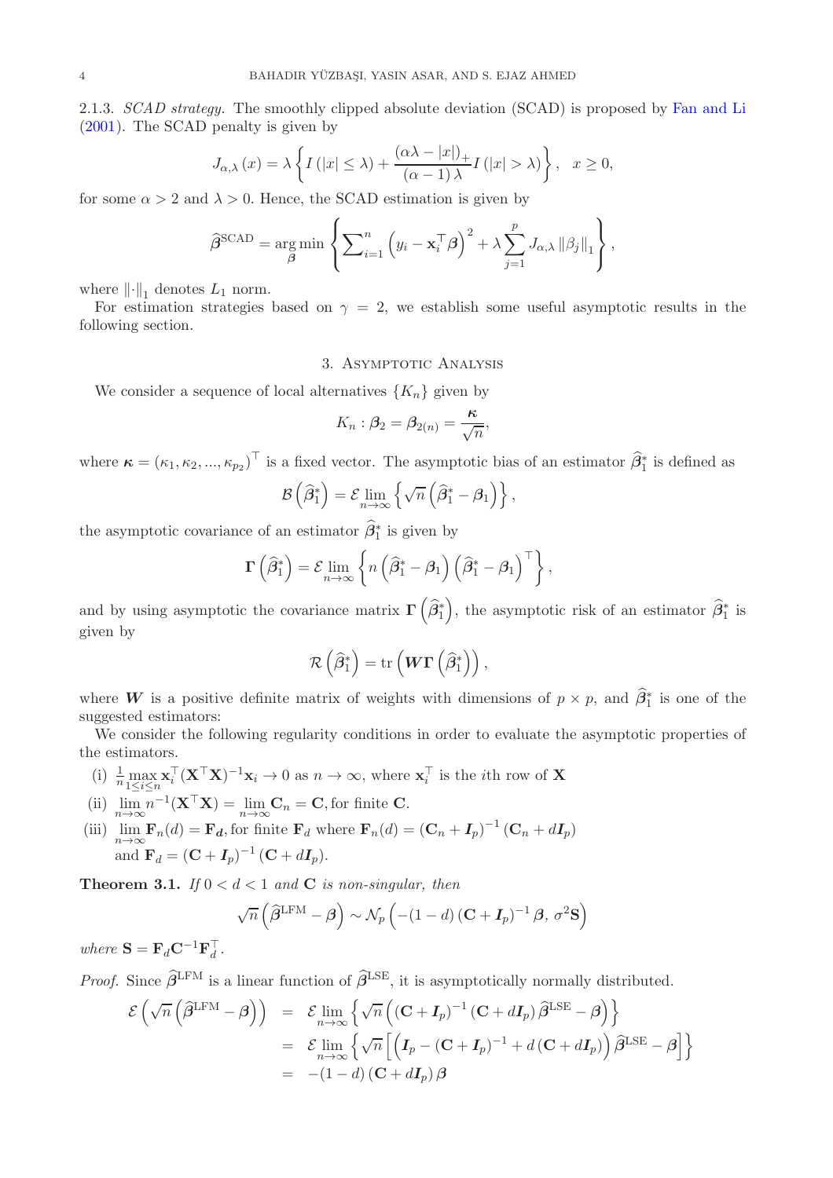2.1.3. *SCAD strategy.* The smoothly clipped absolute deviation (SCAD) is proposed by Fan and Li (2001). The SCAD penalty is given by

$$J_{\alpha,\lambda}(x) = \lambda \left\{ I(|x| \leq \lambda) + \frac{(\alpha\lambda - |x|)_+}{(\alpha - 1)\lambda} I(|x| > \lambda) \right\}, \quad x \geq 0,$$

for some $\alpha > 2$ and $\lambda > 0$. Hence, the SCAD estimation is given by

$$\widehat{\boldsymbol{\beta}}^{\text{SCAD}} = \underset{\boldsymbol{\beta}}{\arg\min} \left\{ \sum\nolimits_{i=1}^{n} \left( y_i - \mathbf{x}_i^\top \boldsymbol{\beta} \right)^2 + \lambda \sum_{j=1}^{p} J_{\alpha,\lambda} \|\beta_j\|_1 \right\},$$

where $\|\cdot\|_1$ denotes $L_1$ norm.

For estimation strategies based on $\gamma = 2$, we establish some useful asymptotic results in the following section.

## 3. Asymptotic Analysis

We consider a sequence of local alternatives $\{K_n\}$ given by

$$K_n : \boldsymbol{\beta}_2 = \boldsymbol{\beta}_{2(n)} = \frac{\boldsymbol{\kappa}}{\sqrt{n}},$$

where $\boldsymbol{\kappa} = (\kappa_1, \kappa_2, ..., \kappa_{p_2})^\top$ is a fixed vector. The asymptotic bias of an estimator $\widehat{\boldsymbol{\beta}}_1^*$ is defined as

$$\mathcal{B}\left(\widehat{\boldsymbol{\beta}}_1^*\right) = \mathcal{E} \lim_{n\to\infty} \left\{ \sqrt{n}\left(\widehat{\boldsymbol{\beta}}_1^* - \boldsymbol{\beta}_1\right) \right\},$$

the asymptotic covariance of an estimator $\widehat{\boldsymbol{\beta}}_1^*$ is given by

$$\boldsymbol{\Gamma}\left(\widehat{\boldsymbol{\beta}}_1^*\right) = \mathcal{E} \lim_{n\to\infty} \left\{ n\left(\widehat{\boldsymbol{\beta}}_1^* - \boldsymbol{\beta}_1\right)\left(\widehat{\boldsymbol{\beta}}_1^* - \boldsymbol{\beta}_1\right)^\top \right\},$$

and by using asymptotic the covariance matrix $\boldsymbol{\Gamma}\left(\widehat{\boldsymbol{\beta}}_1^*\right)$, the asymptotic risk of an estimator $\widehat{\boldsymbol{\beta}}_1^*$ is given by

$$\mathcal{R}\left(\widehat{\boldsymbol{\beta}}_1^*\right) = \text{tr}\left(\boldsymbol{W}\boldsymbol{\Gamma}\left(\widehat{\boldsymbol{\beta}}_1^*\right)\right),$$

where $\boldsymbol{W}$ is a positive definite matrix of weights with dimensions of $p \times p$, and $\widehat{\boldsymbol{\beta}}_1^*$ is one of the suggested estimators:

We consider the following regularity conditions in order to evaluate the asymptotic properties of the estimators.

(i) $\frac{1}{n}\max\limits_{1\leq i\leq n} \mathbf{x}_i^\top(\mathbf{X}^\top\mathbf{X})^{-1}\mathbf{x}_i \to 0$ as $n \to \infty$, where $\mathbf{x}_i^\top$ is the $i$th row of $\mathbf{X}$

(ii) $\lim\limits_{n\to\infty} n^{-1}(\mathbf{X}^\top\mathbf{X}) = \lim\limits_{n\to\infty} \mathbf{C}_n = \mathbf{C}$, for finite $\mathbf{C}$.

(iii) $\lim\limits_{n\to\infty} \mathbf{F}_n(d) = \mathbf{F}_{\boldsymbol{d}}$, for finite $\mathbf{F}_d$ where $\mathbf{F}_n(d) = (\mathbf{C}_n + \boldsymbol{I}_p)^{-1}(\mathbf{C}_n + d\boldsymbol{I}_p)$ and $\mathbf{F}_d = (\mathbf{C} + \boldsymbol{I}_p)^{-1}(\mathbf{C} + d\boldsymbol{I}_p)$.

**Theorem 3.1.** *If $0 < d < 1$ and $\mathbf{C}$ is non-singular, then*

$$\sqrt{n}\left(\widehat{\boldsymbol{\beta}}^{\text{LFM}} - \boldsymbol{\beta}\right) \sim \mathcal{N}_p\left(-(1-d)(\mathbf{C} + \boldsymbol{I}_p)^{-1}\boldsymbol{\beta},\ \sigma^2\mathbf{S}\right)$$

*where $\mathbf{S} = \mathbf{F}_d\mathbf{C}^{-1}\mathbf{F}_d^\top$.*

*Proof.* Since $\widehat{\boldsymbol{\beta}}^{\text{LFM}}$ is a linear function of $\widehat{\boldsymbol{\beta}}^{\text{LSE}}$, it is asymptotically normally distributed.

$$\begin{aligned}
\mathcal{E}\left(\sqrt{n}\left(\widehat{\boldsymbol{\beta}}^{\text{LFM}} - \boldsymbol{\beta}\right)\right) &= \mathcal{E}\lim_{n\to\infty}\left\{\sqrt{n}\left((\mathbf{C} + \boldsymbol{I}_p)^{-1}(\mathbf{C} + d\boldsymbol{I}_p)\widehat{\boldsymbol{\beta}}^{\text{LSE}} - \boldsymbol{\beta}\right)\right\} \\
&= \mathcal{E}\lim_{n\to\infty}\left\{\sqrt{n}\left[\left(\boldsymbol{I}_p - (\mathbf{C} + \boldsymbol{I}_p)^{-1} + d(\mathbf{C} + d\boldsymbol{I}_p)\right)\widehat{\boldsymbol{\beta}}^{\text{LSE}} - \boldsymbol{\beta}\right]\right\} \\
&= -(1-d)(\mathbf{C} + d\boldsymbol{I}_p)\boldsymbol{\beta}
\end{aligned}$$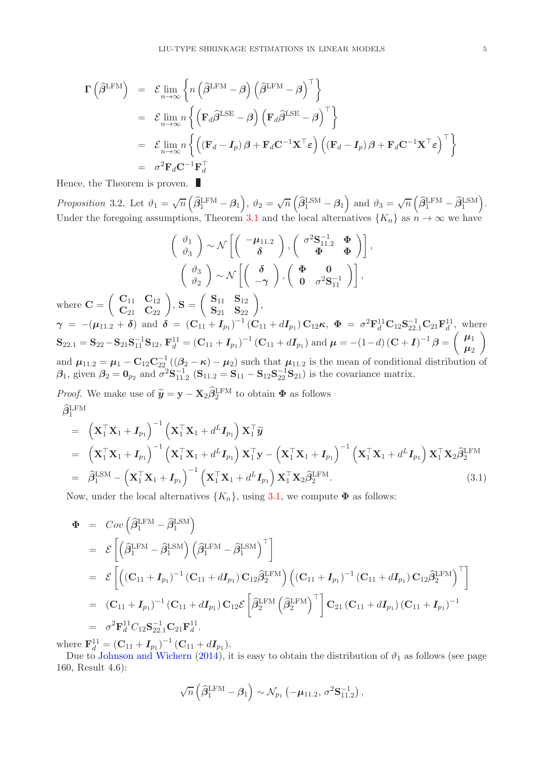$$
\begin{aligned}
\boldsymbol{\Gamma}\left(\widehat{\boldsymbol{\beta}}^{\mathrm{LFM}}\right) &= \mathcal{E} \lim_{n\to\infty} \left\{ n \left(\widehat{\boldsymbol{\beta}}^{\mathrm{LFM}} - \boldsymbol{\beta}\right)\left(\widehat{\boldsymbol{\beta}}^{\mathrm{LFM}} - \boldsymbol{\beta}\right)^{\top} \right\} \\
&= \mathcal{E} \lim_{n\to\infty} n \left\{ \left(\mathbf{F}_d \widehat{\boldsymbol{\beta}}^{\mathrm{LSE}} - \boldsymbol{\beta}\right)\left(\mathbf{F}_d \widehat{\boldsymbol{\beta}}^{\mathrm{LSE}} - \boldsymbol{\beta}\right)^{\top} \right\} \\
&= \mathcal{E} \lim_{n\to\infty} n \left\{ \left(\left(\mathbf{F}_d - \boldsymbol{I}_p\right)\boldsymbol{\beta} + \mathbf{F}_d \mathbf{C}^{-1}\mathbf{X}^{\top}\boldsymbol{\varepsilon}\right)\left(\left(\mathbf{F}_d - \boldsymbol{I}_p\right)\boldsymbol{\beta} + \mathbf{F}_d \mathbf{C}^{-1}\mathbf{X}^{\top}\boldsymbol{\varepsilon}\right)^{\top} \right\} \\
&= \sigma^2 \mathbf{F}_d \mathbf{C}^{-1} \mathbf{F}_d^{\top}
\end{aligned}
$$

Hence, the Theorem is proven. ∎

*Proposition* 3.2. Let $\vartheta_1 = \sqrt{n}\left(\widehat{\boldsymbol{\beta}}_1^{\mathrm{LFM}} - \boldsymbol{\beta}_1\right)$, $\vartheta_2 = \sqrt{n}\left(\widehat{\boldsymbol{\beta}}_1^{\mathrm{LSM}} - \boldsymbol{\beta}_1\right)$ and $\vartheta_3 = \sqrt{n}\left(\widehat{\boldsymbol{\beta}}_1^{\mathrm{LFM}} - \widehat{\boldsymbol{\beta}}_1^{\mathrm{LSM}}\right)$. Under the foregoing assumptions, Theorem 3.1 and the local alternatives $\{K_n\}$ as $n \to \infty$ we have

$$
\begin{pmatrix} \vartheta_1 \\ \vartheta_3 \end{pmatrix} \sim \mathcal{N}\left[ \begin{pmatrix} -\boldsymbol{\mu}_{11.2} \\ \boldsymbol{\delta} \end{pmatrix}, \begin{pmatrix} \sigma^2 \mathbf{S}_{11.2}^{-1} & \boldsymbol{\Phi} \\ \boldsymbol{\Phi} & \boldsymbol{\Phi} \end{pmatrix} \right],
$$

$$
\begin{pmatrix} \vartheta_3 \\ \vartheta_2 \end{pmatrix} \sim \mathcal{N}\left[ \begin{pmatrix} \boldsymbol{\delta} \\ -\boldsymbol{\gamma} \end{pmatrix}, \begin{pmatrix} \boldsymbol{\Phi} & \mathbf{0} \\ \mathbf{0} & \sigma^2 \mathbf{S}_{11}^{-1} \end{pmatrix} \right],
$$

where $\mathbf{C} = \begin{pmatrix} \mathbf{C}_{11} & \mathbf{C}_{12} \\ \mathbf{C}_{21} & \mathbf{C}_{22} \end{pmatrix}$, $\mathbf{S} = \begin{pmatrix} \mathbf{S}_{11} & \mathbf{S}_{12} \\ \mathbf{S}_{21} & \mathbf{S}_{22} \end{pmatrix}$,
$\boldsymbol{\gamma} = -(\boldsymbol{\mu}_{11.2} + \boldsymbol{\delta})$ and $\boldsymbol{\delta} = \left(\mathbf{C}_{11} + \boldsymbol{I}_{p_1}\right)^{-1}\left(\mathbf{C}_{11} + d\boldsymbol{I}_{p_1}\right)\mathbf{C}_{12}\boldsymbol{\kappa}$, $\boldsymbol{\Phi} = \sigma^2 \mathbf{F}_d^{11}\mathbf{C}_{12}\mathbf{S}_{22.1}^{-1}\mathbf{C}_{21}\mathbf{F}_d^{11}$, where $\mathbf{S}_{22.1} = \mathbf{S}_{22} - \mathbf{S}_{21}\mathbf{S}_{11}^{-1}\mathbf{S}_{12}$, $\mathbf{F}_d^{11} = \left(\mathbf{C}_{11} + \boldsymbol{I}_{p_1}\right)^{-1}\left(\mathbf{C}_{11} + d\boldsymbol{I}_{p_1}\right)$ and $\boldsymbol{\mu} = -(1-d)\left(\mathbf{C} + \boldsymbol{I}\right)^{-1}\boldsymbol{\beta} = \begin{pmatrix} \boldsymbol{\mu}_1 \\ \boldsymbol{\mu}_2 \end{pmatrix}$ and $\boldsymbol{\mu}_{11.2} = \boldsymbol{\mu}_1 - \mathbf{C}_{12}\mathbf{C}_{22}^{-1}\left((\boldsymbol{\beta}_2 - \boldsymbol{\kappa}) - \boldsymbol{\mu}_2\right)$ such that $\boldsymbol{\mu}_{11.2}$ is the mean of conditional distribution of $\boldsymbol{\beta}_1$, given $\boldsymbol{\beta}_2 = \mathbf{0}_{p_2}$ and $\sigma^2\mathbf{S}_{11.2}^{-1}$ $(\mathbf{S}_{11.2} = \mathbf{S}_{11} - \mathbf{S}_{12}\mathbf{S}_{22}^{-1}\mathbf{S}_{21})$ is the covariance matrix.

*Proof.* We make use of $\widetilde{\boldsymbol{y}} = \mathbf{y} - \mathbf{X}_2\widehat{\boldsymbol{\beta}}_2^{\mathrm{LFM}}$ to obtain $\boldsymbol{\Phi}$ as follows

$$
\begin{aligned}
\widehat{\boldsymbol{\beta}}_1^{\mathrm{LFM}} & \\
&= \left(\mathbf{X}_1^{\top}\mathbf{X}_1 + \boldsymbol{I}_{p_1}\right)^{-1}\left(\mathbf{X}_1^{\top}\mathbf{X}_1 + d^L\boldsymbol{I}_{p_1}\right)\mathbf{X}_1^{\top}\widetilde{\boldsymbol{y}} \\
&= \left(\mathbf{X}_1^{\top}\mathbf{X}_1 + \boldsymbol{I}_{p_1}\right)^{-1}\left(\mathbf{X}_1^{\top}\mathbf{X}_1 + d^L\boldsymbol{I}_{p_1}\right)\mathbf{X}_1^{\top}\mathbf{y} - \left(\mathbf{X}_1^{\top}\mathbf{X}_1 + \boldsymbol{I}_{p_1}\right)^{-1}\left(\mathbf{X}_1^{\top}\mathbf{X}_1 + d^L\boldsymbol{I}_{p_1}\right)\mathbf{X}_1^{\top}\mathbf{X}_2\widehat{\boldsymbol{\beta}}_2^{\mathrm{LFM}} \\
&= \widehat{\boldsymbol{\beta}}_1^{\mathrm{LSM}} - \left(\mathbf{X}_1^{\top}\mathbf{X}_1 + \boldsymbol{I}_{p_1}\right)^{-1}\left(\mathbf{X}_1^{\top}\mathbf{X}_1 + d^L\boldsymbol{I}_{p_1}\right)\mathbf{X}_1^{\top}\mathbf{X}_2\widehat{\boldsymbol{\beta}}_2^{\mathrm{LFM}}. \qquad (3.1)
\end{aligned}
$$

Now, under the local alternatives $\{K_n\}$, using 3.1, we compute $\boldsymbol{\Phi}$ as follows:

$$
\begin{aligned}
\boldsymbol{\Phi} &= Cov\left(\widehat{\boldsymbol{\beta}}_1^{\mathrm{LFM}} - \widehat{\boldsymbol{\beta}}_1^{\mathrm{LSM}}\right) \\
&= \mathcal{E}\left[\left(\widehat{\boldsymbol{\beta}}_1^{\mathrm{LFM}} - \widehat{\boldsymbol{\beta}}_1^{\mathrm{LSM}}\right)\left(\widehat{\boldsymbol{\beta}}_1^{\mathrm{LFM}} - \widehat{\boldsymbol{\beta}}_1^{\mathrm{LSM}}\right)^{\top}\right] \\
&= \mathcal{E}\left[\left(\left(\mathbf{C}_{11} + \boldsymbol{I}_{p_1}\right)^{-1}\left(\mathbf{C}_{11} + d\boldsymbol{I}_{p_1}\right)\mathbf{C}_{12}\widehat{\boldsymbol{\beta}}_2^{\mathrm{LFM}}\right)\left(\left(\mathbf{C}_{11} + \boldsymbol{I}_{p_1}\right)^{-1}\left(\mathbf{C}_{11} + d\boldsymbol{I}_{p_1}\right)\mathbf{C}_{12}\widehat{\boldsymbol{\beta}}_2^{\mathrm{LFM}}\right)^{\top}\right] \\
&= \left(\mathbf{C}_{11} + \boldsymbol{I}_{p_1}\right)^{-1}\left(\mathbf{C}_{11} + d\boldsymbol{I}_{p_1}\right)\mathbf{C}_{12}\mathcal{E}\left[\widehat{\boldsymbol{\beta}}_2^{\mathrm{LFM}}\left(\widehat{\boldsymbol{\beta}}_2^{\mathrm{LFM}}\right)^{\top}\right]\mathbf{C}_{21}\left(\mathbf{C}_{11} + d\boldsymbol{I}_{p_1}\right)\left(\mathbf{C}_{11} + \boldsymbol{I}_{p_1}\right)^{-1} \\
&= \sigma^2\mathbf{F}_d^{11}C_{12}\mathbf{S}_{22.1}^{-1}\mathbf{C}_{21}\mathbf{F}_d^{11}.
\end{aligned}
$$

where $\mathbf{F}_d^{11} = \left(\mathbf{C}_{11} + \boldsymbol{I}_{p_1}\right)^{-1}\left(\mathbf{C}_{11} + d\boldsymbol{I}_{p_1}\right)$.

Due to Johnson and Wichern (2014), it is easy to obtain the distribution of $\vartheta_1$ as follows (see page 160, Result 4.6):

$$
\sqrt{n}\left(\widehat{\boldsymbol{\beta}}_1^{\mathrm{LFM}} - \boldsymbol{\beta}_1\right) \sim \mathcal{N}_{p_1}\left(-\boldsymbol{\mu}_{11.2}, \sigma^2\mathbf{S}_{11.2}^{-1}\right),
$$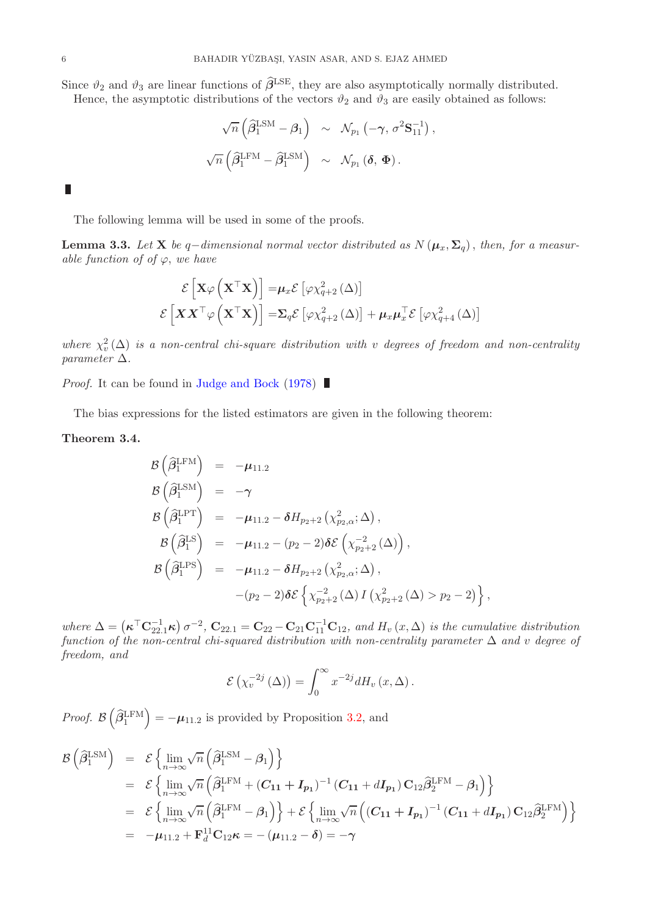Since $\vartheta_2$ and $\vartheta_3$ are linear functions of $\widehat{\boldsymbol{\beta}}^{\mathrm{LSE}}$, they are also asymptotically normally distributed.

Hence, the asymptotic distributions of the vectors $\vartheta_2$ and $\vartheta_3$ are easily obtained as follows:

$$
\begin{aligned}
\sqrt{n}\left(\widehat{\boldsymbol{\beta}}_1^{\mathrm{LSM}}-\boldsymbol{\beta}_1\right) &\sim \mathcal{N}_{p_1}\left(-\boldsymbol{\gamma},\, \sigma^2\mathbf{S}_{11}^{-1}\right), \\
\sqrt{n}\left(\widehat{\boldsymbol{\beta}}_1^{\mathrm{LFM}}-\widehat{\boldsymbol{\beta}}_1^{\mathrm{LSM}}\right) &\sim \mathcal{N}_{p_1}\left(\boldsymbol{\delta},\, \boldsymbol{\Phi}\right).
\end{aligned}
$$

∎

The following lemma will be used in some of the proofs.

**Lemma 3.3.** *Let* $\mathbf{X}$ *be* $q-$*dimensional normal vector distributed as* $N\left(\boldsymbol{\mu}_x, \boldsymbol{\Sigma}_q\right)$, *then, for a measurable function of of* $\varphi$, *we have*

$$
\begin{aligned}
\mathcal{E}\left[\mathbf{X}\varphi\left(\mathbf{X}^{\top}\mathbf{X}\right)\right] &= \boldsymbol{\mu}_x\mathcal{E}\left[\varphi\chi^2_{q+2}\left(\Delta\right)\right] \\
\mathcal{E}\left[\boldsymbol{X}\boldsymbol{X}^{\top}\varphi\left(\mathbf{X}^{\top}\mathbf{X}\right)\right] &= \boldsymbol{\Sigma}_q\mathcal{E}\left[\varphi\chi^2_{q+2}\left(\Delta\right)\right]+\boldsymbol{\mu}_x\boldsymbol{\mu}_x^{\top}\mathcal{E}\left[\varphi\chi^2_{q+4}\left(\Delta\right)\right]
\end{aligned}
$$

*where* $\chi^2_v\left(\Delta\right)$ *is a non-central chi-square distribution with* $v$ *degrees of freedom and non-centrality parameter* $\Delta$.

*Proof.* It can be found in Judge and Bock (1978) ∎

The bias expressions for the listed estimators are given in the following theorem:

**Theorem 3.4.**

$$
\begin{aligned}
\mathcal{B}\left(\widehat{\boldsymbol{\beta}}_1^{\mathrm{LFM}}\right) &= -\boldsymbol{\mu}_{11.2} \\
\mathcal{B}\left(\widehat{\boldsymbol{\beta}}_1^{\mathrm{LSM}}\right) &= -\boldsymbol{\gamma} \\
\mathcal{B}\left(\widehat{\boldsymbol{\beta}}_1^{\mathrm{LPT}}\right) &= -\boldsymbol{\mu}_{11.2}-\boldsymbol{\delta}H_{p_2+2}\left(\chi^2_{p_2,\alpha};\Delta\right), \\
\mathcal{B}\left(\widehat{\boldsymbol{\beta}}_1^{\mathrm{LS}}\right) &= -\boldsymbol{\mu}_{11.2}-(p_2-2)\boldsymbol{\delta}\mathcal{E}\left(\chi^{-2}_{p_2+2}\left(\Delta\right)\right), \\
\mathcal{B}\left(\widehat{\boldsymbol{\beta}}_1^{\mathrm{LPS}}\right) &= -\boldsymbol{\mu}_{11.2}-\boldsymbol{\delta}H_{p_2+2}\left(\chi^2_{p_2,\alpha};\Delta\right), \\
&\quad -(p_2-2)\boldsymbol{\delta}\mathcal{E}\left\{\chi^{-2}_{p_2+2}\left(\Delta\right)I\left(\chi^2_{p_2+2}\left(\Delta\right)>p_2-2\right)\right\},
\end{aligned}
$$

*where* $\Delta=\left(\boldsymbol{\kappa}^{\top}\mathbf{C}_{22.1}^{-1}\boldsymbol{\kappa}\right)\sigma^{-2}$, $\mathbf{C}_{22.1}=\mathbf{C}_{22}-\mathbf{C}_{21}\mathbf{C}_{11}^{-1}\mathbf{C}_{12}$, *and* $H_v\left(x,\Delta\right)$ *is the cumulative distribution function of the non-central chi-squared distribution with non-centrality parameter* $\Delta$ *and* $v$ *degree of freedom, and*

$$
\mathcal{E}\left(\chi_v^{-2j}\left(\Delta\right)\right)=\int_0^{\infty}x^{-2j}dH_v\left(x,\Delta\right).
$$

*Proof.* $\mathcal{B}\left(\widehat{\boldsymbol{\beta}}_1^{\mathrm{LFM}}\right)=-\boldsymbol{\mu}_{11.2}$ is provided by Proposition 3.2, and

$$
\begin{aligned}
\mathcal{B}\left(\widehat{\boldsymbol{\beta}}_1^{\mathrm{LSM}}\right) &= \mathcal{E}\left\{\lim_{n\to\infty}\sqrt{n}\left(\widehat{\boldsymbol{\beta}}_1^{\mathrm{LSM}}-\boldsymbol{\beta}_1\right)\right\} \\
&= \mathcal{E}\left\{\lim_{n\to\infty}\sqrt{n}\left(\widehat{\boldsymbol{\beta}}_1^{\mathrm{LFM}}+\left(\boldsymbol{C_{11}}+\boldsymbol{I_{p_1}}\right)^{-1}\left(\boldsymbol{C_{11}}+d\boldsymbol{I_{p_1}}\right)\mathbf{C}_{12}\widehat{\boldsymbol{\beta}}_2^{\mathrm{LFM}}-\boldsymbol{\beta}_1\right)\right\} \\
&= \mathcal{E}\left\{\lim_{n\to\infty}\sqrt{n}\left(\widehat{\boldsymbol{\beta}}_1^{\mathrm{LFM}}-\boldsymbol{\beta}_1\right)\right\}+\mathcal{E}\left\{\lim_{n\to\infty}\sqrt{n}\left(\left(\boldsymbol{C_{11}}+\boldsymbol{I_{p_1}}\right)^{-1}\left(\boldsymbol{C_{11}}+d\boldsymbol{I_{p_1}}\right)\mathbf{C}_{12}\widehat{\boldsymbol{\beta}}_2^{\mathrm{LFM}}\right)\right\} \\
&= -\boldsymbol{\mu}_{11.2}+\mathbf{F}_d^{11}\mathbf{C}_{12}\boldsymbol{\kappa}=-\left(\boldsymbol{\mu}_{11.2}-\boldsymbol{\delta}\right)=-\boldsymbol{\gamma}
\end{aligned}
$$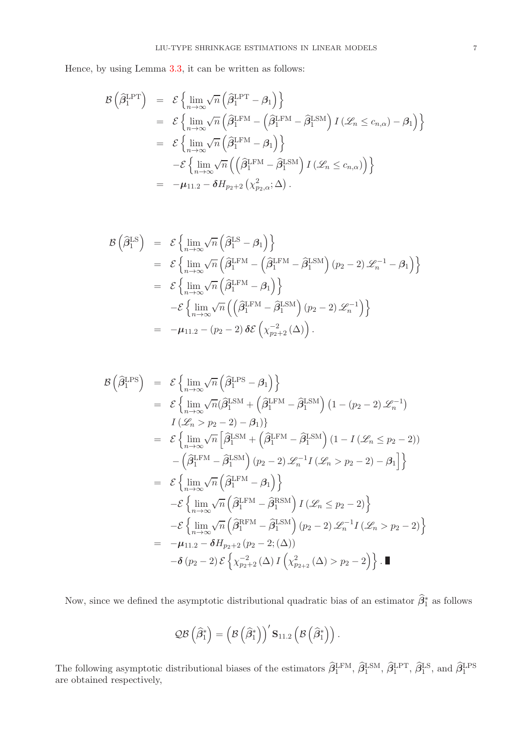Hence, by using Lemma 3.3, it can be written as follows:

$$
\begin{aligned}
\mathcal{B}\left(\widehat{\boldsymbol{\beta}}_1^{\mathrm{LPT}}\right) &= \mathcal{E}\left\{\lim_{n\to\infty}\sqrt{n}\left(\widehat{\boldsymbol{\beta}}_1^{\mathrm{LPT}}-\boldsymbol{\beta}_1\right)\right\} \\
&= \mathcal{E}\left\{\lim_{n\to\infty}\sqrt{n}\left(\widehat{\boldsymbol{\beta}}_1^{\mathrm{LFM}}-\left(\widehat{\boldsymbol{\beta}}_1^{\mathrm{LFM}}-\widehat{\boldsymbol{\beta}}_1^{\mathrm{LSM}}\right)I\left(\mathscr{L}_n\leq c_{n,\alpha}\right)-\boldsymbol{\beta}_1\right)\right\} \\
&= \mathcal{E}\left\{\lim_{n\to\infty}\sqrt{n}\left(\widehat{\boldsymbol{\beta}}_1^{\mathrm{LFM}}-\boldsymbol{\beta}_1\right)\right\} \\
&\quad -\mathcal{E}\left\{\lim_{n\to\infty}\sqrt{n}\left(\left(\widehat{\boldsymbol{\beta}}_1^{\mathrm{LFM}}-\widehat{\boldsymbol{\beta}}_1^{\mathrm{LSM}}\right)I\left(\mathscr{L}_n\leq c_{n,\alpha}\right)\right)\right\} \\
&= -\boldsymbol{\mu}_{11.2}-\boldsymbol{\delta}H_{p_2+2}\left(\chi^2_{p_2,\alpha};\Delta\right).
\end{aligned}
$$

$$
\begin{aligned}
\mathcal{B}\left(\widehat{\boldsymbol{\beta}}_1^{\mathrm{LS}}\right) &= \mathcal{E}\left\{\lim_{n\to\infty}\sqrt{n}\left(\widehat{\boldsymbol{\beta}}_1^{\mathrm{LS}}-\boldsymbol{\beta}_1\right)\right\} \\
&= \mathcal{E}\left\{\lim_{n\to\infty}\sqrt{n}\left(\widehat{\boldsymbol{\beta}}_1^{\mathrm{LFM}}-\left(\widehat{\boldsymbol{\beta}}_1^{\mathrm{LFM}}-\widehat{\boldsymbol{\beta}}_1^{\mathrm{LSM}}\right)\left(p_2-2\right)\mathscr{L}_n^{-1}-\boldsymbol{\beta}_1\right)\right\} \\
&= \mathcal{E}\left\{\lim_{n\to\infty}\sqrt{n}\left(\widehat{\boldsymbol{\beta}}_1^{\mathrm{LFM}}-\boldsymbol{\beta}_1\right)\right\} \\
&\quad -\mathcal{E}\left\{\lim_{n\to\infty}\sqrt{n}\left(\left(\widehat{\boldsymbol{\beta}}_1^{\mathrm{LFM}}-\widehat{\boldsymbol{\beta}}_1^{\mathrm{LSM}}\right)\left(p_2-2\right)\mathscr{L}_n^{-1}\right)\right\} \\
&= -\boldsymbol{\mu}_{11.2}-\left(p_2-2\right)\boldsymbol{\delta}\mathcal{E}\left(\chi^{-2}_{p_2+2}\left(\Delta\right)\right).
\end{aligned}
$$

$$
\begin{aligned}
\mathcal{B}\left(\widehat{\boldsymbol{\beta}}_1^{\mathrm{LPS}}\right) &= \mathcal{E}\left\{\lim_{n\to\infty}\sqrt{n}\left(\widehat{\boldsymbol{\beta}}_1^{\mathrm{LPS}}-\boldsymbol{\beta}_1\right)\right\} \\
&= \mathcal{E}\left\{\lim_{n\to\infty}\sqrt{n}(\widehat{\boldsymbol{\beta}}_1^{\mathrm{LSM}}+\left(\widehat{\boldsymbol{\beta}}_1^{\mathrm{LFM}}-\widehat{\boldsymbol{\beta}}_1^{\mathrm{LSM}}\right)\left(1-\left(p_2-2\right)\mathscr{L}_n^{-1}\right)\right. \\
&\quad \left. I\left(\mathscr{L}_n>p_2-2\right)-\boldsymbol{\beta}_1)\right\} \\
&= \mathcal{E}\left\{\lim_{n\to\infty}\sqrt{n}\left[\widehat{\boldsymbol{\beta}}_1^{\mathrm{LSM}}+\left(\widehat{\boldsymbol{\beta}}_1^{\mathrm{LFM}}-\widehat{\boldsymbol{\beta}}_1^{\mathrm{LSM}}\right)\left(1-I\left(\mathscr{L}_n\leq p_2-2\right)\right)\right.\right. \\
&\quad \left.\left. -\left(\widehat{\boldsymbol{\beta}}_1^{\mathrm{LFM}}-\widehat{\boldsymbol{\beta}}_1^{\mathrm{LSM}}\right)\left(p_2-2\right)\mathscr{L}_n^{-1}I\left(\mathscr{L}_n>p_2-2\right)-\boldsymbol{\beta}_1\right]\right\} \\
&= \mathcal{E}\left\{\lim_{n\to\infty}\sqrt{n}\left(\widehat{\boldsymbol{\beta}}_1^{\mathrm{LFM}}-\boldsymbol{\beta}_1\right)\right\} \\
&\quad -\mathcal{E}\left\{\lim_{n\to\infty}\sqrt{n}\left(\widehat{\boldsymbol{\beta}}_1^{\mathrm{LFM}}-\widehat{\boldsymbol{\beta}}_1^{\mathrm{RSM}}\right)I\left(\mathscr{L}_n\leq p_2-2\right)\right\} \\
&\quad -\mathcal{E}\left\{\lim_{n\to\infty}\sqrt{n}\left(\widehat{\boldsymbol{\beta}}_1^{\mathrm{RFM}}-\widehat{\boldsymbol{\beta}}_1^{\mathrm{LSM}}\right)\left(p_2-2\right)\mathscr{L}_n^{-1}I\left(\mathscr{L}_n>p_2-2\right)\right\} \\
&= -\boldsymbol{\mu}_{11.2}-\boldsymbol{\delta}H_{p_2+2}\left(p_2-2;(\Delta)\right) \\
&\quad -\boldsymbol{\delta}\left(p_2-2\right)\mathcal{E}\left\{\chi^{-2}_{p_2+2}\left(\Delta\right)I\left(\chi^2_{p_{2+2}}\left(\Delta\right)>p_2-2\right)\right\}. \blacksquare
\end{aligned}
$$

Now, since we defined the asymptotic distributional quadratic bias of an estimator $\widehat{\boldsymbol{\beta}}_1^*$ as follows

$$
\mathcal{QB}\left(\widehat{\boldsymbol{\beta}}_1^*\right)=\left(\mathcal{B}\left(\widehat{\boldsymbol{\beta}}_1^*\right)\right)'\mathbf{S}_{11.2}\left(\mathcal{B}\left(\widehat{\boldsymbol{\beta}}_1^*\right)\right).
$$

The following asymptotic distributional biases of the estimators $\widehat{\boldsymbol{\beta}}_1^{\mathrm{LFM}}$, $\widehat{\boldsymbol{\beta}}_1^{\mathrm{LSM}}$, $\widehat{\boldsymbol{\beta}}_1^{\mathrm{LPT}}$, $\widehat{\boldsymbol{\beta}}_1^{\mathrm{LS}}$, and $\widehat{\boldsymbol{\beta}}_1^{\mathrm{LPS}}$ are obtained respectively,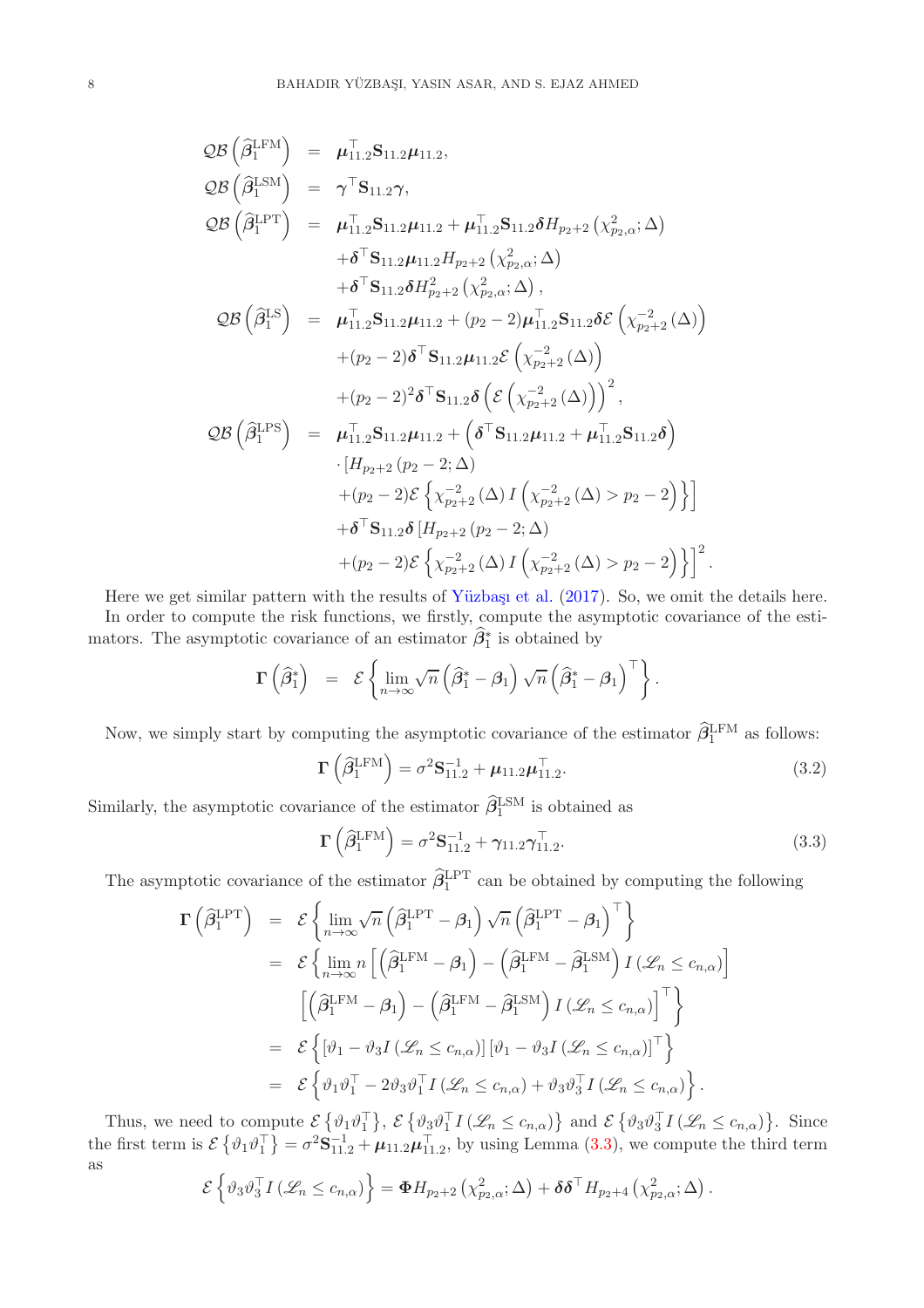$$
\begin{aligned}
\mathcal{QB}\left(\widehat{\boldsymbol{\beta}}_1^{\mathrm{LFM}}\right) &= \boldsymbol{\mu}_{11.2}^{\top}\mathbf{S}_{11.2}\boldsymbol{\mu}_{11.2},\\
\mathcal{QB}\left(\widehat{\boldsymbol{\beta}}_1^{\mathrm{LSM}}\right) &= \boldsymbol{\gamma}^{\top}\mathbf{S}_{11.2}\boldsymbol{\gamma},\\
\mathcal{QB}\left(\widehat{\boldsymbol{\beta}}_1^{\mathrm{LPT}}\right) &= \boldsymbol{\mu}_{11.2}^{\top}\mathbf{S}_{11.2}\boldsymbol{\mu}_{11.2} + \boldsymbol{\mu}_{11.2}^{\top}\mathbf{S}_{11.2}\boldsymbol{\delta} H_{p_2+2}\left(\chi^2_{p_2,\alpha};\Delta\right)\\
&\quad + \boldsymbol{\delta}^{\top}\mathbf{S}_{11.2}\boldsymbol{\mu}_{11.2} H_{p_2+2}\left(\chi^2_{p_2,\alpha};\Delta\right)\\
&\quad + \boldsymbol{\delta}^{\top}\mathbf{S}_{11.2}\boldsymbol{\delta} H^2_{p_2+2}\left(\chi^2_{p_2,\alpha};\Delta\right),\\
\mathcal{QB}\left(\widehat{\boldsymbol{\beta}}_1^{\mathrm{LS}}\right) &= \boldsymbol{\mu}_{11.2}^{\top}\mathbf{S}_{11.2}\boldsymbol{\mu}_{11.2} + (p_2-2)\boldsymbol{\mu}_{11.2}^{\top}\mathbf{S}_{11.2}\boldsymbol{\delta}\mathcal{E}\left(\chi^{-2}_{p_2+2}\left(\Delta\right)\right)\\
&\quad + (p_2-2)\boldsymbol{\delta}^{\top}\mathbf{S}_{11.2}\boldsymbol{\mu}_{11.2}\mathcal{E}\left(\chi^{-2}_{p_2+2}\left(\Delta\right)\right)\\
&\quad + (p_2-2)^2\boldsymbol{\delta}^{\top}\mathbf{S}_{11.2}\boldsymbol{\delta}\left(\mathcal{E}\left(\chi^{-2}_{p_2+2}\left(\Delta\right)\right)\right)^2,\\
\mathcal{QB}\left(\widehat{\boldsymbol{\beta}}_1^{\mathrm{LPS}}\right) &= \boldsymbol{\mu}_{11.2}^{\top}\mathbf{S}_{11.2}\boldsymbol{\mu}_{11.2} + \left(\boldsymbol{\delta}^{\top}\mathbf{S}_{11.2}\boldsymbol{\mu}_{11.2} + \boldsymbol{\mu}_{11.2}^{\top}\mathbf{S}_{11.2}\boldsymbol{\delta}\right)\\
&\quad \cdot\left[H_{p_2+2}\left(p_2-2;\Delta\right)\right.\\
&\quad \left. + (p_2-2)\mathcal{E}\left\{\chi^{-2}_{p_2+2}\left(\Delta\right) I\left(\chi^{-2}_{p_2+2}\left(\Delta\right) > p_2-2\right)\right\}\right]\\
&\quad + \boldsymbol{\delta}^{\top}\mathbf{S}_{11.2}\boldsymbol{\delta}\left[H_{p_2+2}\left(p_2-2;\Delta\right)\right.\\
&\quad \left. + (p_2-2)\mathcal{E}\left\{\chi^{-2}_{p_2+2}\left(\Delta\right) I\left(\chi^{-2}_{p_2+2}\left(\Delta\right) > p_2-2\right)\right\}\right]^2.
\end{aligned}
$$

Here we get similar pattern with the results of Yüzbaşı et al. (2017). So, we omit the details here.

In order to compute the risk functions, we firstly, compute the asymptotic covariance of the estimators. The asymptotic covariance of an estimator $\widehat{\boldsymbol{\beta}}_1^{*}$ is obtained by

$$
\boldsymbol{\Gamma}\left(\widehat{\boldsymbol{\beta}}_1^{*}\right) = \mathcal{E}\left\{\lim_{n\to\infty}\sqrt{n}\left(\widehat{\boldsymbol{\beta}}_1^{*}-\boldsymbol{\beta}_1\right)\sqrt{n}\left(\widehat{\boldsymbol{\beta}}_1^{*}-\boldsymbol{\beta}_1\right)^{\top}\right\}.
$$

Now, we simply start by computing the asymptotic covariance of the estimator $\widehat{\boldsymbol{\beta}}_1^{\mathrm{LFM}}$ as follows:

$$
\boldsymbol{\Gamma}\left(\widehat{\boldsymbol{\beta}}_1^{\mathrm{LFM}}\right) = \sigma^2\mathbf{S}_{11.2}^{-1} + \boldsymbol{\mu}_{11.2}\boldsymbol{\mu}_{11.2}^{\top}. \tag{3.2}
$$

Similarly, the asymptotic covariance of the estimator $\widehat{\boldsymbol{\beta}}_1^{\mathrm{LSM}}$ is obtained as

$$
\boldsymbol{\Gamma}\left(\widehat{\boldsymbol{\beta}}_1^{\mathrm{LFM}}\right) = \sigma^2\mathbf{S}_{11.2}^{-1} + \boldsymbol{\gamma}_{11.2}\boldsymbol{\gamma}_{11.2}^{\top}. \tag{3.3}
$$

The asymptotic covariance of the estimator $\widehat{\boldsymbol{\beta}}_1^{\mathrm{LPT}}$ can be obtained by computing the following

$$
\begin{aligned}
\boldsymbol{\Gamma}\left(\widehat{\boldsymbol{\beta}}_1^{\mathrm{LPT}}\right) &= \mathcal{E}\left\{\lim_{n\to\infty}\sqrt{n}\left(\widehat{\boldsymbol{\beta}}_1^{\mathrm{LPT}}-\boldsymbol{\beta}_1\right)\sqrt{n}\left(\widehat{\boldsymbol{\beta}}_1^{\mathrm{LPT}}-\boldsymbol{\beta}_1\right)^{\top}\right\}\\
&= \mathcal{E}\left\{\lim_{n\to\infty} n\left[\left(\widehat{\boldsymbol{\beta}}_1^{\mathrm{LFM}}-\boldsymbol{\beta}_1\right) - \left(\widehat{\boldsymbol{\beta}}_1^{\mathrm{LFM}}-\widehat{\boldsymbol{\beta}}_1^{\mathrm{LSM}}\right) I\left(\mathscr{L}_n \le c_{n,\alpha}\right)\right]\right.\\
&\qquad \left.\left[\left(\widehat{\boldsymbol{\beta}}_1^{\mathrm{LFM}}-\boldsymbol{\beta}_1\right) - \left(\widehat{\boldsymbol{\beta}}_1^{\mathrm{LFM}}-\widehat{\boldsymbol{\beta}}_1^{\mathrm{LSM}}\right) I\left(\mathscr{L}_n \le c_{n,\alpha}\right)\right]^{\top}\right\}\\
&= \mathcal{E}\left\{\left[\vartheta_1 - \vartheta_3 I\left(\mathscr{L}_n \le c_{n,\alpha}\right)\right]\left[\vartheta_1 - \vartheta_3 I\left(\mathscr{L}_n \le c_{n,\alpha}\right)\right]^{\top}\right\}\\
&= \mathcal{E}\left\{\vartheta_1\vartheta_1^{\top} - 2\vartheta_3\vartheta_1^{\top} I\left(\mathscr{L}_n \le c_{n,\alpha}\right) + \vartheta_3\vartheta_3^{\top} I\left(\mathscr{L}_n \le c_{n,\alpha}\right)\right\}.
\end{aligned}
$$

Thus, we need to compute $\mathcal{E}\left\{\vartheta_1\vartheta_1^{\top}\right\}$, $\mathcal{E}\left\{\vartheta_3\vartheta_1^{\top} I\left(\mathscr{L}_n \le c_{n,\alpha}\right)\right\}$ and $\mathcal{E}\left\{\vartheta_3\vartheta_3^{\top} I\left(\mathscr{L}_n \le c_{n,\alpha}\right)\right\}$. Since the first term is $\mathcal{E}\left\{\vartheta_1\vartheta_1^{\top}\right\} = \sigma^2\mathbf{S}_{11.2}^{-1} + \boldsymbol{\mu}_{11.2}\boldsymbol{\mu}_{11.2}^{\top}$, by using Lemma (3.3), we compute the third term as

$$
\mathcal{E}\left\{\vartheta_3\vartheta_3^{\top} I\left(\mathscr{L}_n \le c_{n,\alpha}\right)\right\} = \boldsymbol{\Phi} H_{p_2+2}\left(\chi^2_{p_2,\alpha};\Delta\right) + \boldsymbol{\delta}\boldsymbol{\delta}^{\top} H_{p_2+4}\left(\chi^2_{p_2,\alpha};\Delta\right).
$$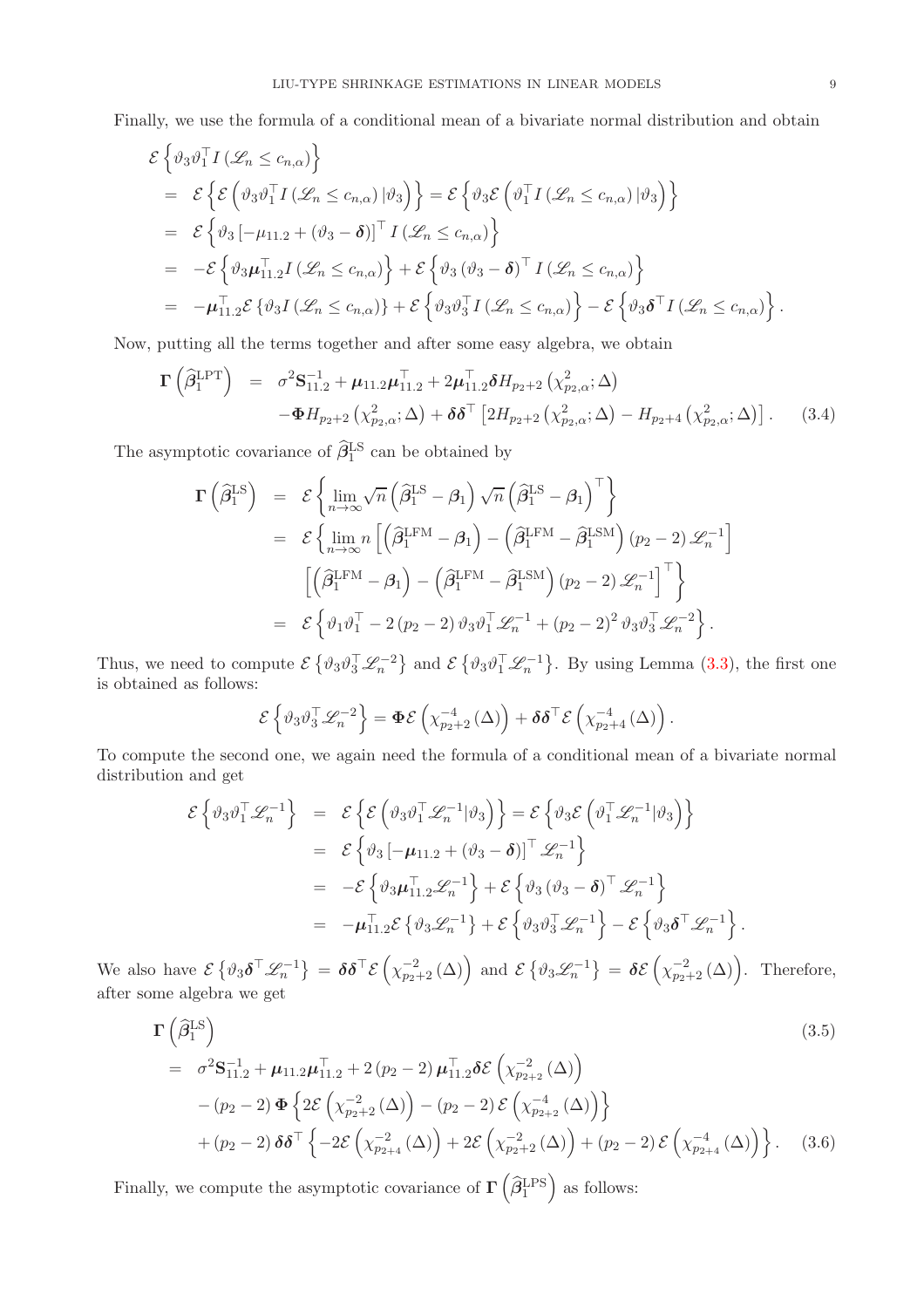Finally, we use the formula of a conditional mean of a bivariate normal distribution and obtain

$$
\begin{aligned}
&\mathcal{E}\left\{\vartheta_3\vartheta_1^\top I\left(\mathscr{L}_n \le c_{n,\alpha}\right)\right\} \\
&= \mathcal{E}\left\{\mathcal{E}\left(\vartheta_3\vartheta_1^\top I\left(\mathscr{L}_n \le c_{n,\alpha}\right)|\vartheta_3\right)\right\} = \mathcal{E}\left\{\vartheta_3\mathcal{E}\left(\vartheta_1^\top I\left(\mathscr{L}_n \le c_{n,\alpha}\right)|\vartheta_3\right)\right\} \\
&= \mathcal{E}\left\{\vartheta_3\left[-\mu_{11.2} + (\vartheta_3 - \boldsymbol{\delta})\right]^\top I\left(\mathscr{L}_n \le c_{n,\alpha}\right)\right\} \\
&= -\mathcal{E}\left\{\vartheta_3\boldsymbol{\mu}_{11.2}^\top I\left(\mathscr{L}_n \le c_{n,\alpha}\right)\right\} + \mathcal{E}\left\{\vartheta_3\left(\vartheta_3 - \boldsymbol{\delta}\right)^\top I\left(\mathscr{L}_n \le c_{n,\alpha}\right)\right\} \\
&= -\boldsymbol{\mu}_{11.2}^\top\mathcal{E}\left\{\vartheta_3 I\left(\mathscr{L}_n \le c_{n,\alpha}\right)\right\} + \mathcal{E}\left\{\vartheta_3\vartheta_3^\top I\left(\mathscr{L}_n \le c_{n,\alpha}\right)\right\} - \mathcal{E}\left\{\vartheta_3\boldsymbol{\delta}^\top I\left(\mathscr{L}_n \le c_{n,\alpha}\right)\right\}.
\end{aligned}
$$

Now, putting all the terms together and after some easy algebra, we obtain

$$
\begin{aligned}
\boldsymbol{\Gamma}\left(\widehat{\boldsymbol{\beta}}_1^{\mathrm{LPT}}\right) &= \sigma^2\mathbf{S}_{11.2}^{-1} + \boldsymbol{\mu}_{11.2}\boldsymbol{\mu}_{11.2}^\top + 2\boldsymbol{\mu}_{11.2}^\top\boldsymbol{\delta}H_{p_2+2}\left(\chi^2_{p_2,\alpha};\Delta\right) \\
&\quad -\boldsymbol{\Phi}H_{p_2+2}\left(\chi^2_{p_2,\alpha};\Delta\right) + \boldsymbol{\delta}\boldsymbol{\delta}^\top\left[2H_{p_2+2}\left(\chi^2_{p_2,\alpha};\Delta\right) - H_{p_2+4}\left(\chi^2_{p_2,\alpha};\Delta\right)\right]. \qquad (3.4)
\end{aligned}
$$

The asymptotic covariance of $\widehat{\boldsymbol{\beta}}_1^{\mathrm{LS}}$ can be obtained by

$$
\begin{aligned}
\boldsymbol{\Gamma}\left(\widehat{\boldsymbol{\beta}}_1^{\mathrm{LS}}\right) &= \mathcal{E}\left\{\lim_{n\to\infty}\sqrt{n}\left(\widehat{\boldsymbol{\beta}}_1^{\mathrm{LS}} - \boldsymbol{\beta}_1\right)\sqrt{n}\left(\widehat{\boldsymbol{\beta}}_1^{\mathrm{LS}} - \boldsymbol{\beta}_1\right)^\top\right\} \\
&= \mathcal{E}\left\{\lim_{n\to\infty}n\left[\left(\widehat{\boldsymbol{\beta}}_1^{\mathrm{LFM}} - \boldsymbol{\beta}_1\right) - \left(\widehat{\boldsymbol{\beta}}_1^{\mathrm{LFM}} - \widehat{\boldsymbol{\beta}}_1^{\mathrm{LSM}}\right)(p_2-2)\mathscr{L}_n^{-1}\right]\right. \\
&\qquad \left.\left[\left(\widehat{\boldsymbol{\beta}}_1^{\mathrm{LFM}} - \boldsymbol{\beta}_1\right) - \left(\widehat{\boldsymbol{\beta}}_1^{\mathrm{LFM}} - \widehat{\boldsymbol{\beta}}_1^{\mathrm{LSM}}\right)(p_2-2)\mathscr{L}_n^{-1}\right]^\top\right\} \\
&= \mathcal{E}\left\{\vartheta_1\vartheta_1^\top - 2(p_2-2)\vartheta_3\vartheta_1^\top\mathscr{L}_n^{-1} + (p_2-2)^2\vartheta_3\vartheta_3^\top\mathscr{L}_n^{-2}\right\}.
\end{aligned}
$$

Thus, we need to compute $\mathcal{E}\left\{\vartheta_3\vartheta_3^\top\mathscr{L}_n^{-2}\right\}$ and $\mathcal{E}\left\{\vartheta_3\vartheta_1^\top\mathscr{L}_n^{-1}\right\}$. By using Lemma (3.3), the first one is obtained as follows:

$$
\mathcal{E}\left\{\vartheta_3\vartheta_3^\top\mathscr{L}_n^{-2}\right\} = \boldsymbol{\Phi}\mathcal{E}\left(\chi^{-4}_{p_2+2}(\Delta)\right) + \boldsymbol{\delta}\boldsymbol{\delta}^\top\mathcal{E}\left(\chi^{-4}_{p_2+4}(\Delta)\right).
$$

To compute the second one, we again need the formula of a conditional mean of a bivariate normal distribution and get

$$
\begin{aligned}
\mathcal{E}\left\{\vartheta_3\vartheta_1^\top\mathscr{L}_n^{-1}\right\} &= \mathcal{E}\left\{\mathcal{E}\left(\vartheta_3\vartheta_1^\top\mathscr{L}_n^{-1}|\vartheta_3\right)\right\} = \mathcal{E}\left\{\vartheta_3\mathcal{E}\left(\vartheta_1^\top\mathscr{L}_n^{-1}|\vartheta_3\right)\right\} \\
&= \mathcal{E}\left\{\vartheta_3\left[-\boldsymbol{\mu}_{11.2} + (\vartheta_3 - \boldsymbol{\delta})\right]^\top\mathscr{L}_n^{-1}\right\} \\
&= -\mathcal{E}\left\{\vartheta_3\boldsymbol{\mu}_{11.2}^\top\mathscr{L}_n^{-1}\right\} + \mathcal{E}\left\{\vartheta_3\left(\vartheta_3 - \boldsymbol{\delta}\right)^\top\mathscr{L}_n^{-1}\right\} \\
&= -\boldsymbol{\mu}_{11.2}^\top\mathcal{E}\left\{\vartheta_3\mathscr{L}_n^{-1}\right\} + \mathcal{E}\left\{\vartheta_3\vartheta_3^\top\mathscr{L}_n^{-1}\right\} - \mathcal{E}\left\{\vartheta_3\boldsymbol{\delta}^\top\mathscr{L}_n^{-1}\right\}.
\end{aligned}
$$

We also have $\mathcal{E}\left\{\vartheta_3\boldsymbol{\delta}^\top\mathscr{L}_n^{-1}\right\} = \boldsymbol{\delta}\boldsymbol{\delta}^\top\mathcal{E}\left(\chi^{-2}_{p_2+2}(\Delta)\right)$ and $\mathcal{E}\left\{\vartheta_3\mathscr{L}_n^{-1}\right\} = \boldsymbol{\delta}\mathcal{E}\left(\chi^{-2}_{p_2+2}(\Delta)\right)$. Therefore, after some algebra we get

$$
\begin{aligned}
&\boldsymbol{\Gamma}\left(\widehat{\boldsymbol{\beta}}_1^{\mathrm{LS}}\right) \qquad (3.5) \\
&= \sigma^2\mathbf{S}_{11.2}^{-1} + \boldsymbol{\mu}_{11.2}\boldsymbol{\mu}_{11.2}^\top + 2(p_2-2)\boldsymbol{\mu}_{11.2}^\top\boldsymbol{\delta}\mathcal{E}\left(\chi^{-2}_{p_2+2}(\Delta)\right) \\
&\quad -(p_2-2)\boldsymbol{\Phi}\left\{2\mathcal{E}\left(\chi^{-2}_{p_2+2}(\Delta)\right) - (p_2-2)\mathcal{E}\left(\chi^{-4}_{p_2+2}(\Delta)\right)\right\} \\
&\quad +(p_2-2)\boldsymbol{\delta}\boldsymbol{\delta}^\top\left\{-2\mathcal{E}\left(\chi^{-2}_{p_2+4}(\Delta)\right) + 2\mathcal{E}\left(\chi^{-2}_{p_2+2}(\Delta)\right) + (p_2-2)\mathcal{E}\left(\chi^{-4}_{p_2+4}(\Delta)\right)\right\}. \qquad (3.6)
\end{aligned}
$$

Finally, we compute the asymptotic covariance of $\boldsymbol{\Gamma}\left(\widehat{\boldsymbol{\beta}}_1^{\mathrm{LPS}}\right)$ as follows: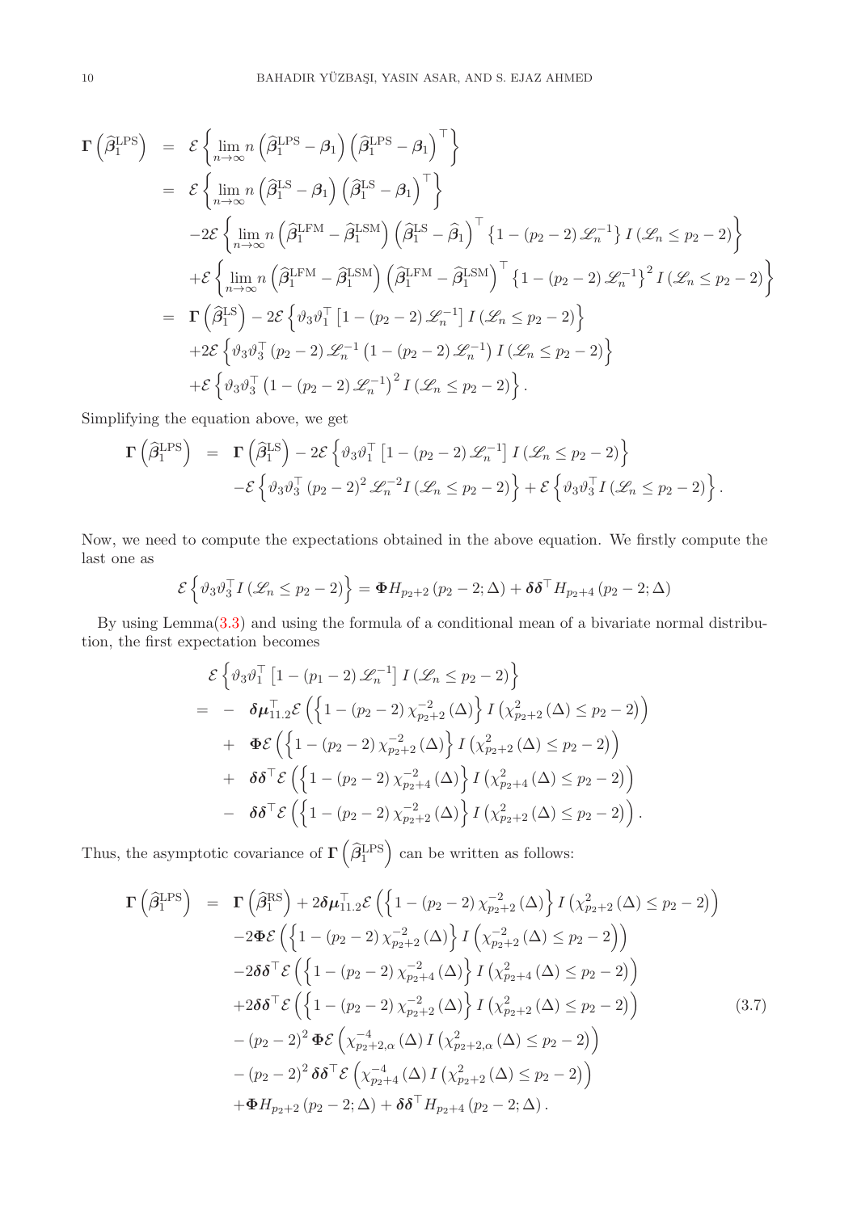$$
\begin{aligned}
\boldsymbol{\Gamma}\left(\widehat{\boldsymbol{\beta}}_1^{\mathrm{LPS}}\right) &= \mathcal{E}\left\{\lim_{n\to\infty} n\left(\widehat{\boldsymbol{\beta}}_1^{\mathrm{LPS}}-\boldsymbol{\beta}_1\right)\left(\widehat{\boldsymbol{\beta}}_1^{\mathrm{LPS}}-\boldsymbol{\beta}_1\right)^{\top}\right\} \\
&= \mathcal{E}\left\{\lim_{n\to\infty} n\left(\widehat{\boldsymbol{\beta}}_1^{\mathrm{LS}}-\boldsymbol{\beta}_1\right)\left(\widehat{\boldsymbol{\beta}}_1^{\mathrm{LS}}-\boldsymbol{\beta}_1\right)^{\top}\right\} \\
&\quad -2\mathcal{E}\left\{\lim_{n\to\infty} n\left(\widehat{\boldsymbol{\beta}}_1^{\mathrm{LFM}}-\widehat{\boldsymbol{\beta}}_1^{\mathrm{LSM}}\right)\left(\widehat{\boldsymbol{\beta}}_1^{\mathrm{LS}}-\widehat{\boldsymbol{\beta}}_1\right)^{\top}\left\{1-(p_2-2)\mathscr{L}_n^{-1}\right\} I\left(\mathscr{L}_n\le p_2-2\right)\right\} \\
&\quad +\mathcal{E}\left\{\lim_{n\to\infty} n\left(\widehat{\boldsymbol{\beta}}_1^{\mathrm{LFM}}-\widehat{\boldsymbol{\beta}}_1^{\mathrm{LSM}}\right)\left(\widehat{\boldsymbol{\beta}}_1^{\mathrm{LFM}}-\widehat{\boldsymbol{\beta}}_1^{\mathrm{LSM}}\right)^{\top}\left\{1-(p_2-2)\mathscr{L}_n^{-1}\right\}^2 I\left(\mathscr{L}_n\le p_2-2\right)\right\} \\
&= \boldsymbol{\Gamma}\left(\widehat{\boldsymbol{\beta}}_1^{\mathrm{LS}}\right)-2\mathcal{E}\left\{\vartheta_3\vartheta_1^{\top}\left[1-(p_2-2)\mathscr{L}_n^{-1}\right] I\left(\mathscr{L}_n\le p_2-2\right)\right\} \\
&\quad +2\mathcal{E}\left\{\vartheta_3\vartheta_3^{\top}(p_2-2)\mathscr{L}_n^{-1}\left(1-(p_2-2)\mathscr{L}_n^{-1}\right) I\left(\mathscr{L}_n\le p_2-2\right)\right\} \\
&\quad +\mathcal{E}\left\{\vartheta_3\vartheta_3^{\top}\left(1-(p_2-2)\mathscr{L}_n^{-1}\right)^2 I\left(\mathscr{L}_n\le p_2-2\right)\right\}.
\end{aligned}
$$

Simplifying the equation above, we get

$$
\begin{aligned}
\boldsymbol{\Gamma}\left(\widehat{\boldsymbol{\beta}}_1^{\mathrm{LPS}}\right) &= \boldsymbol{\Gamma}\left(\widehat{\boldsymbol{\beta}}_1^{\mathrm{LS}}\right)-2\mathcal{E}\left\{\vartheta_3\vartheta_1^{\top}\left[1-(p_2-2)\mathscr{L}_n^{-1}\right] I\left(\mathscr{L}_n\le p_2-2\right)\right\} \\
&\quad -\mathcal{E}\left\{\vartheta_3\vartheta_3^{\top}(p_2-2)^2\mathscr{L}_n^{-2} I\left(\mathscr{L}_n\le p_2-2\right)\right\}+\mathcal{E}\left\{\vartheta_3\vartheta_3^{\top} I\left(\mathscr{L}_n\le p_2-2\right)\right\}.
\end{aligned}
$$

Now, we need to compute the expectations obtained in the above equation. We firstly compute the last one as

$$
\mathcal{E}\left\{\vartheta_3\vartheta_3^{\top} I\left(\mathscr{L}_n\le p_2-2\right)\right\}=\boldsymbol{\Phi} H_{p_2+2}\left(p_2-2;\Delta\right)+\boldsymbol{\delta}\boldsymbol{\delta}^{\top} H_{p_2+4}\left(p_2-2;\Delta\right)
$$

By using Lemma(3.3) and using the formula of a conditional mean of a bivariate normal distribution, the first expectation becomes

$$
\begin{aligned}
&\mathcal{E}\left\{\vartheta_3\vartheta_1^{\top}\left[1-(p_1-2)\mathscr{L}_n^{-1}\right] I\left(\mathscr{L}_n\le p_2-2\right)\right\} \\
&= -\ \boldsymbol{\delta}\boldsymbol{\mu}_{11.2}^{\top}\mathcal{E}\left(\left\{1-(p_2-2)\chi_{p_2+2}^{-2}(\Delta)\right\} I\left(\chi_{p_2+2}^{2}(\Delta)\le p_2-2\right)\right) \\
&\quad +\ \boldsymbol{\Phi}\mathcal{E}\left(\left\{1-(p_2-2)\chi_{p_2+2}^{-2}(\Delta)\right\} I\left(\chi_{p_2+2}^{2}(\Delta)\le p_2-2\right)\right) \\
&\quad +\ \boldsymbol{\delta}\boldsymbol{\delta}^{\top}\mathcal{E}\left(\left\{1-(p_2-2)\chi_{p_2+4}^{-2}(\Delta)\right\} I\left(\chi_{p_2+4}^{2}(\Delta)\le p_2-2\right)\right) \\
&\quad -\ \boldsymbol{\delta}\boldsymbol{\delta}^{\top}\mathcal{E}\left(\left\{1-(p_2-2)\chi_{p_2+2}^{-2}(\Delta)\right\} I\left(\chi_{p_2+2}^{2}(\Delta)\le p_2-2\right)\right).
\end{aligned}
$$

Thus, the asymptotic covariance of $\boldsymbol{\Gamma}\left(\widehat{\boldsymbol{\beta}}_1^{\mathrm{LPS}}\right)$ can be written as follows:

$$
\begin{aligned}
\boldsymbol{\Gamma}\left(\widehat{\boldsymbol{\beta}}_1^{\mathrm{LPS}}\right) &= \boldsymbol{\Gamma}\left(\widehat{\boldsymbol{\beta}}_1^{\mathrm{RS}}\right)+2\boldsymbol{\delta}\boldsymbol{\mu}_{11.2}^{\top}\mathcal{E}\left(\left\{1-(p_2-2)\chi_{p_2+2}^{-2}(\Delta)\right\} I\left(\chi_{p_2+2}^{2}(\Delta)\le p_2-2\right)\right) \\
&\quad -2\boldsymbol{\Phi}\mathcal{E}\left(\left\{1-(p_2-2)\chi_{p_2+2}^{-2}(\Delta)\right\} I\left(\chi_{p_2+2}^{-2}(\Delta)\le p_2-2\right)\right) \\
&\quad -2\boldsymbol{\delta}\boldsymbol{\delta}^{\top}\mathcal{E}\left(\left\{1-(p_2-2)\chi_{p_2+4}^{-2}(\Delta)\right\} I\left(\chi_{p_2+4}^{2}(\Delta)\le p_2-2\right)\right) \\
&\quad +2\boldsymbol{\delta}\boldsymbol{\delta}^{\top}\mathcal{E}\left(\left\{1-(p_2-2)\chi_{p_2+2}^{-2}(\Delta)\right\} I\left(\chi_{p_2+2}^{2}(\Delta)\le p_2-2\right)\right) \qquad (3.7)\\
&\quad -(p_2-2)^2\boldsymbol{\Phi}\mathcal{E}\left(\chi_{p_2+2,\alpha}^{-4}(\Delta) I\left(\chi_{p_2+2,\alpha}^{2}(\Delta)\le p_2-2\right)\right) \\
&\quad -(p_2-2)^2\boldsymbol{\delta}\boldsymbol{\delta}^{\top}\mathcal{E}\left(\chi_{p_2+4}^{-4}(\Delta) I\left(\chi_{p_2+2}^{2}(\Delta)\le p_2-2\right)\right) \\
&\quad +\boldsymbol{\Phi} H_{p_2+2}\left(p_2-2;\Delta\right)+\boldsymbol{\delta}\boldsymbol{\delta}^{\top} H_{p_2+4}\left(p_2-2;\Delta\right).
\end{aligned}
$$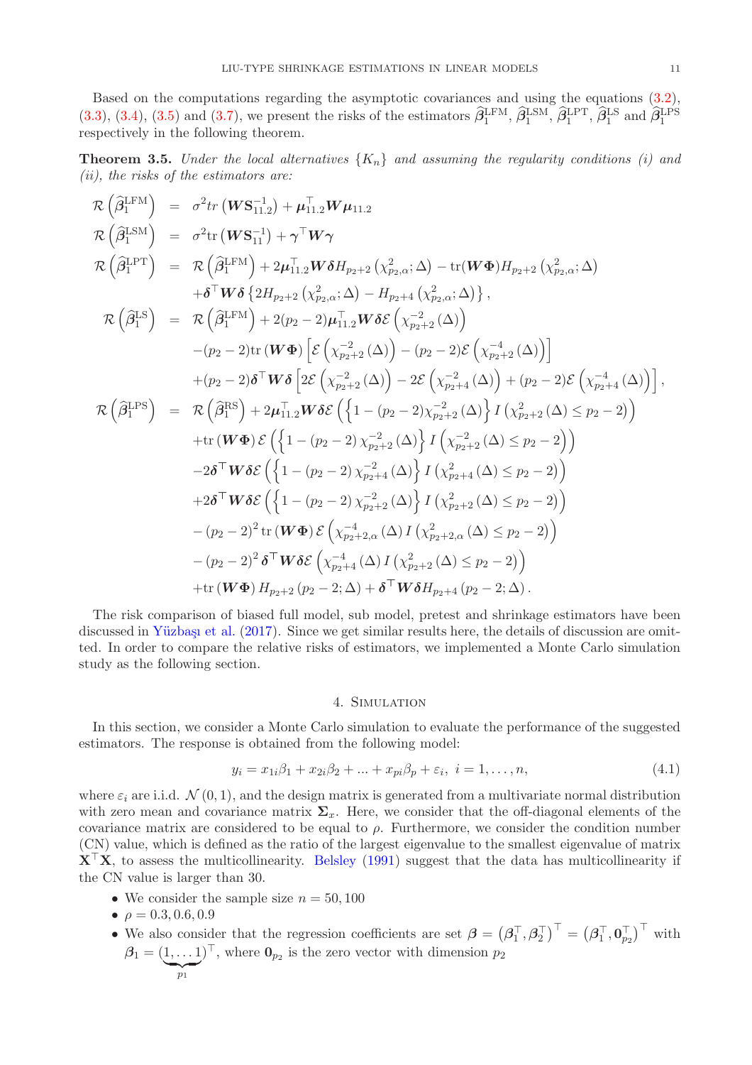Based on the computations regarding the asymptotic covariances and using the equations (3.2), (3.3), (3.4), (3.5) and (3.7), we present the risks of the estimators $\widehat{\boldsymbol{\beta}}_1^{\mathrm{LFM}}$, $\widehat{\boldsymbol{\beta}}_1^{\mathrm{LSM}}$, $\widehat{\boldsymbol{\beta}}_1^{\mathrm{LPT}}$, $\widehat{\boldsymbol{\beta}}_1^{\mathrm{LS}}$ and $\widehat{\boldsymbol{\beta}}_1^{\mathrm{LPS}}$ respectively in the following theorem.

**Theorem 3.5.** *Under the local alternatives $\{K_n\}$ and assuming the regularity conditions (i) and (ii), the risks of the estimators are:*

$$
\begin{aligned}
\mathcal{R}\left(\widehat{\boldsymbol{\beta}}_1^{\mathrm{LFM}}\right) &= \sigma^2 tr\left(\boldsymbol{W}\mathbf{S}_{11.2}^{-1}\right) + \boldsymbol{\mu}_{11.2}^\top \boldsymbol{W}\boldsymbol{\mu}_{11.2} \\
\mathcal{R}\left(\widehat{\boldsymbol{\beta}}_1^{\mathrm{LSM}}\right) &= \sigma^2 \mathrm{tr}\left(\boldsymbol{W}\mathbf{S}_{11}^{-1}\right) + \boldsymbol{\gamma}^\top \boldsymbol{W}\boldsymbol{\gamma} \\
\mathcal{R}\left(\widehat{\boldsymbol{\beta}}_1^{\mathrm{LPT}}\right) &= \mathcal{R}\left(\widehat{\boldsymbol{\beta}}_1^{\mathrm{LFM}}\right) + 2\boldsymbol{\mu}_{11.2}^\top \boldsymbol{W}\boldsymbol{\delta} H_{p_2+2}\left(\chi^2_{p_2,\alpha};\Delta\right) - \mathrm{tr}(\boldsymbol{W}\boldsymbol{\Phi}) H_{p_2+2}\left(\chi^2_{p_2,\alpha};\Delta\right) \\
&\quad + \boldsymbol{\delta}^\top \boldsymbol{W}\boldsymbol{\delta}\left\{2H_{p_2+2}\left(\chi^2_{p_2,\alpha};\Delta\right) - H_{p_2+4}\left(\chi^2_{p_2,\alpha};\Delta\right)\right\}, \\
\mathcal{R}\left(\widehat{\boldsymbol{\beta}}_1^{\mathrm{LS}}\right) &= \mathcal{R}\left(\widehat{\boldsymbol{\beta}}_1^{\mathrm{LFM}}\right) + 2(p_2-2)\boldsymbol{\mu}_{11.2}^\top \boldsymbol{W}\boldsymbol{\delta}\mathcal{E}\left(\chi^{-2}_{p_2+2}(\Delta)\right) \\
&\quad - (p_2-2)\mathrm{tr}\left(\boldsymbol{W}\boldsymbol{\Phi}\right)\left[\mathcal{E}\left(\chi^{-2}_{p_2+2}(\Delta)\right) - (p_2-2)\mathcal{E}\left(\chi^{-4}_{p_2+2}(\Delta)\right)\right] \\
&\quad + (p_2-2)\boldsymbol{\delta}^\top \boldsymbol{W}\boldsymbol{\delta}\left[2\mathcal{E}\left(\chi^{-2}_{p_2+2}(\Delta)\right) - 2\mathcal{E}\left(\chi^{-2}_{p_2+4}(\Delta)\right) + (p_2-2)\mathcal{E}\left(\chi^{-4}_{p_2+4}(\Delta)\right)\right], \\
\mathcal{R}\left(\widehat{\boldsymbol{\beta}}_1^{\mathrm{LPS}}\right) &= \mathcal{R}\left(\widehat{\boldsymbol{\beta}}_1^{\mathrm{RS}}\right) + 2\boldsymbol{\mu}_{11.2}^\top \boldsymbol{W}\boldsymbol{\delta}\mathcal{E}\left(\left\{1-(p_2-2)\chi^{-2}_{p_2+2}(\Delta)\right\} I\left(\chi^2_{p_2+2}(\Delta) \le p_2-2\right)\right) \\
&\quad + \mathrm{tr}\left(\boldsymbol{W}\boldsymbol{\Phi}\right)\mathcal{E}\left(\left\{1-(p_2-2)\chi^{-2}_{p_2+2}(\Delta)\right\} I\left(\chi^{-2}_{p_2+2}(\Delta) \le p_2-2\right)\right) \\
&\quad - 2\boldsymbol{\delta}^\top \boldsymbol{W}\boldsymbol{\delta}\mathcal{E}\left(\left\{1-(p_2-2)\chi^{-2}_{p_2+4}(\Delta)\right\} I\left(\chi^2_{p_2+4}(\Delta) \le p_2-2\right)\right) \\
&\quad + 2\boldsymbol{\delta}^\top \boldsymbol{W}\boldsymbol{\delta}\mathcal{E}\left(\left\{1-(p_2-2)\chi^{-2}_{p_2+2}(\Delta)\right\} I\left(\chi^2_{p_2+2}(\Delta) \le p_2-2\right)\right) \\
&\quad - (p_2-2)^2 \mathrm{tr}\left(\boldsymbol{W}\boldsymbol{\Phi}\right)\mathcal{E}\left(\chi^{-4}_{p_2+2,\alpha}(\Delta) I\left(\chi^2_{p_2+2,\alpha}(\Delta) \le p_2-2\right)\right) \\
&\quad - (p_2-2)^2 \boldsymbol{\delta}^\top \boldsymbol{W}\boldsymbol{\delta}\mathcal{E}\left(\chi^{-4}_{p_2+4}(\Delta) I\left(\chi^2_{p_2+2}(\Delta) \le p_2-2\right)\right) \\
&\quad + \mathrm{tr}\left(\boldsymbol{W}\boldsymbol{\Phi}\right) H_{p_2+2}\left(p_2-2;\Delta\right) + \boldsymbol{\delta}^\top \boldsymbol{W}\boldsymbol{\delta} H_{p_2+4}\left(p_2-2;\Delta\right).
\end{aligned}
$$

The risk comparison of biased full model, sub model, pretest and shrinkage estimators have been discussed in Yüzbaşı et al. (2017). Since we get similar results here, the details of discussion are omitted. In order to compare the relative risks of estimators, we implemented a Monte Carlo simulation study as the following section.

## 4. Simulation

In this section, we consider a Monte Carlo simulation to evaluate the performance of the suggested estimators. The response is obtained from the following model:

$$
y_i = x_{1i}\beta_1 + x_{2i}\beta_2 + \ldots + x_{pi}\beta_p + \varepsilon_i,\ i = 1,\ldots,n, \tag{4.1}
$$

where $\varepsilon_i$ are i.i.d. $\mathcal{N}(0,1)$, and the design matrix is generated from a multivariate normal distribution with zero mean and covariance matrix $\boldsymbol{\Sigma}_x$. Here, we consider that the off-diagonal elements of the covariance matrix are considered to be equal to $\rho$. Furthermore, we consider the condition number (CN) value, which is defined as the ratio of the largest eigenvalue to the smallest eigenvalue of matrix $\mathbf{X}^\top\mathbf{X}$, to assess the multicollinearity. Belsley (1991) suggest that the data has multicollinearity if the CN value is larger than 30.

- We consider the sample size $n = 50, 100$
- $\rho = 0.3, 0.6, 0.9$
- We also consider that the regression coefficients are set $\boldsymbol{\beta} = \left(\boldsymbol{\beta}_1^\top, \boldsymbol{\beta}_2^\top\right)^\top = \left(\boldsymbol{\beta}_1^\top, \mathbf{0}_{p_2}^\top\right)^\top$ with $\boldsymbol{\beta}_1 = (\underbrace{1,\ldots 1}_{p_1})^\top$, where $\mathbf{0}_{p_2}$ is the zero vector with dimension $p_2$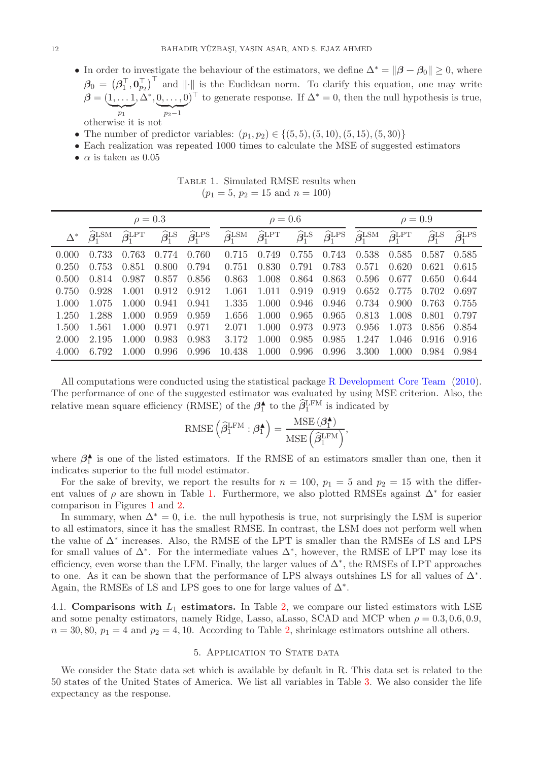- In order to investigate the behaviour of the estimators, we define $\Delta^* = \|\boldsymbol{\beta} - \boldsymbol{\beta}_0\| \geq 0$, where $\boldsymbol{\beta}_0 = \left(\boldsymbol{\beta}_1^\top, \mathbf{0}_{p_2}^\top\right)^\top$ and $\|\cdot\|$ is the Euclidean norm. To clarify this equation, one may write $\boldsymbol{\beta} = (\underbrace{1, \ldots 1}_{p_1}, \Delta^*, \underbrace{0, \ldots, 0}_{p_2 - 1})^\top$ to generate response. If $\Delta^* = 0$, then the null hypothesis is true, otherwise it is not
- The number of predictor variables: $(p_1, p_2) \in \{(5, 5), (5, 10), (5, 15), (5, 30)\}$
- Each realization was repeated 1000 times to calculate the MSE of suggested estimators
- $\alpha$ is taken as 0.05

Table 1. Simulated RMSE results when ($p_1 = 5$, $p_2 = 15$ and $n = 100$)

| | $\rho = 0.3$ | | | | $\rho = 0.6$ | | | | $\rho = 0.9$ | | | |
|---|---|---|---|---|---|---|---|---|---|---|---|---|
| $\Delta^*$ | $\widehat{\boldsymbol{\beta}}_1^{\text{LSM}}$ | $\widehat{\boldsymbol{\beta}}_1^{\text{LPT}}$ | $\widehat{\boldsymbol{\beta}}_1^{\text{LS}}$ | $\widehat{\boldsymbol{\beta}}_1^{\text{LPS}}$ | $\widehat{\boldsymbol{\beta}}_1^{\text{LSM}}$ | $\widehat{\boldsymbol{\beta}}_1^{\text{LPT}}$ | $\widehat{\boldsymbol{\beta}}_1^{\text{LS}}$ | $\widehat{\boldsymbol{\beta}}_1^{\text{LPS}}$ | $\widehat{\boldsymbol{\beta}}_1^{\text{LSM}}$ | $\widehat{\boldsymbol{\beta}}_1^{\text{LPT}}$ | $\widehat{\boldsymbol{\beta}}_1^{\text{LS}}$ | $\widehat{\boldsymbol{\beta}}_1^{\text{LPS}}$ |
| 0.000 | 0.733 | 0.763 | 0.774 | 0.760 | 0.715 | 0.749 | 0.755 | 0.743 | 0.538 | 0.585 | 0.587 | 0.585 |
| 0.250 | 0.753 | 0.851 | 0.800 | 0.794 | 0.751 | 0.830 | 0.791 | 0.783 | 0.571 | 0.620 | 0.621 | 0.615 |
| 0.500 | 0.814 | 0.987 | 0.857 | 0.856 | 0.863 | 1.008 | 0.864 | 0.863 | 0.596 | 0.677 | 0.650 | 0.644 |
| 0.750 | 0.928 | 1.001 | 0.912 | 0.912 | 1.061 | 1.011 | 0.919 | 0.919 | 0.652 | 0.775 | 0.702 | 0.697 |
| 1.000 | 1.075 | 1.000 | 0.941 | 0.941 | 1.335 | 1.000 | 0.946 | 0.946 | 0.734 | 0.900 | 0.763 | 0.755 |
| 1.250 | 1.288 | 1.000 | 0.959 | 0.959 | 1.656 | 1.000 | 0.965 | 0.965 | 0.813 | 1.008 | 0.801 | 0.797 |
| 1.500 | 1.561 | 1.000 | 0.971 | 0.971 | 2.071 | 1.000 | 0.973 | 0.973 | 0.956 | 1.073 | 0.856 | 0.854 |
| 2.000 | 2.195 | 1.000 | 0.983 | 0.983 | 3.172 | 1.000 | 0.985 | 0.985 | 1.247 | 1.046 | 0.916 | 0.916 |
| 4.000 | 6.792 | 1.000 | 0.996 | 0.996 | 10.438 | 1.000 | 0.996 | 0.996 | 3.300 | 1.000 | 0.984 | 0.984 |

All computations were conducted using the statistical package R Development Core Team (2010). The performance of one of the suggested estimator was evaluated by using MSE criterion. Also, the relative mean square efficiency (RMSE) of the $\boldsymbol{\beta}_1^{\blacktriangle}$ to the $\widehat{\boldsymbol{\beta}}_1^{\text{LFM}}$ is indicated by

$$\text{RMSE}\left(\widehat{\boldsymbol{\beta}}_1^{\text{LFM}} : \boldsymbol{\beta}_1^{\blacktriangle}\right) = \frac{\text{MSE}\left(\boldsymbol{\beta}_1^{\blacktriangle}\right)}{\text{MSE}\left(\widehat{\boldsymbol{\beta}}_1^{\text{LFM}}\right)},$$

where $\boldsymbol{\beta}_1^{\blacktriangle}$ is one of the listed estimators. If the RMSE of an estimators smaller than one, then it indicates superior to the full model estimator.

For the sake of brevity, we report the results for $n = 100$, $p_1 = 5$ and $p_2 = 15$ with the different values of $\rho$ are shown in Table 1. Furthermore, we also plotted RMSEs against $\Delta^*$ for easier comparison in Figures 1 and 2.

In summary, when $\Delta^* = 0$, i.e. the null hypothesis is true, not surprisingly the LSM is superior to all estimators, since it has the smallest RMSE. In contrast, the LSM does not perform well when the value of $\Delta^*$ increases. Also, the RMSE of the LPT is smaller than the RMSEs of LS and LPS for small values of $\Delta^*$. For the intermediate values $\Delta^*$, however, the RMSE of LPT may lose its efficiency, even worse than the LFM. Finally, the larger values of $\Delta^*$, the RMSEs of LPT approaches to one. As it can be shown that the performance of LPS always outshines LS for all values of $\Delta^*$. Again, the RMSEs of LS and LPS goes to one for large values of $\Delta^*$.

### 4.1. Comparisons with $L_1$ estimators.

In Table 2, we compare our listed estimators with LSE and some penalty estimators, namely Ridge, Lasso, aLasso, SCAD and MCP when $\rho = 0.3, 0.6, 0.9$, $n = 30, 80$, $p_1 = 4$ and $p_2 = 4, 10$. According to Table 2, shrinkage estimators outshine all others.

## 5. Application to State data

We consider the State data set which is available by default in R. This data set is related to the 50 states of the United States of America. We list all variables in Table 3. We also consider the life expectancy as the response.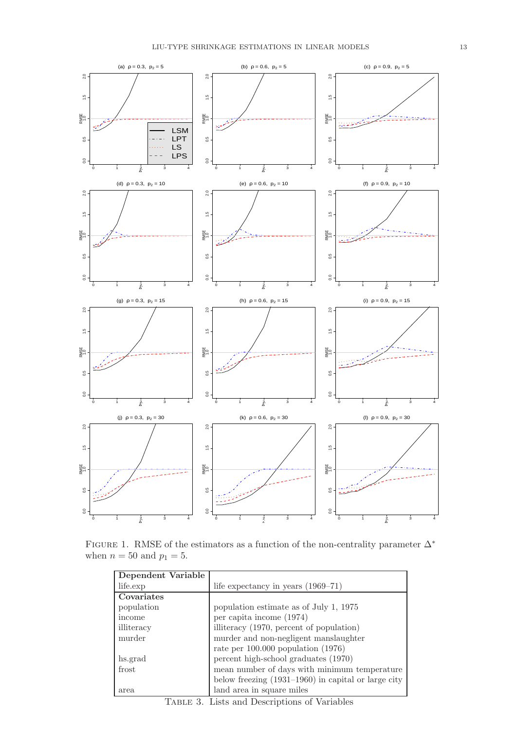FIGURE 1. RMSE of the estimators as a function of the non-centrality parameter $\Delta^*$ when $n = 50$ and $p_1 = 5$.

| **Dependent Variable** | |
|---|---|
| life.exp | life expectancy in years (1969–71) |
| **Covariates** | |
| population | population estimate as of July 1, 1975 |
| income | per capita income (1974) |
| illiteracy | illiteracy (1970, percent of population) |
| murder | murder and non-negligent manslaughter rate per 100.000 population (1976) |
| hs.grad | percent high-school graduates (1970) |
| frost | mean number of days with minimum temperature below freezing (1931–1960) in capital or large city |
| area | land area in square miles |

TABLE 3. Lists and Descriptions of Variables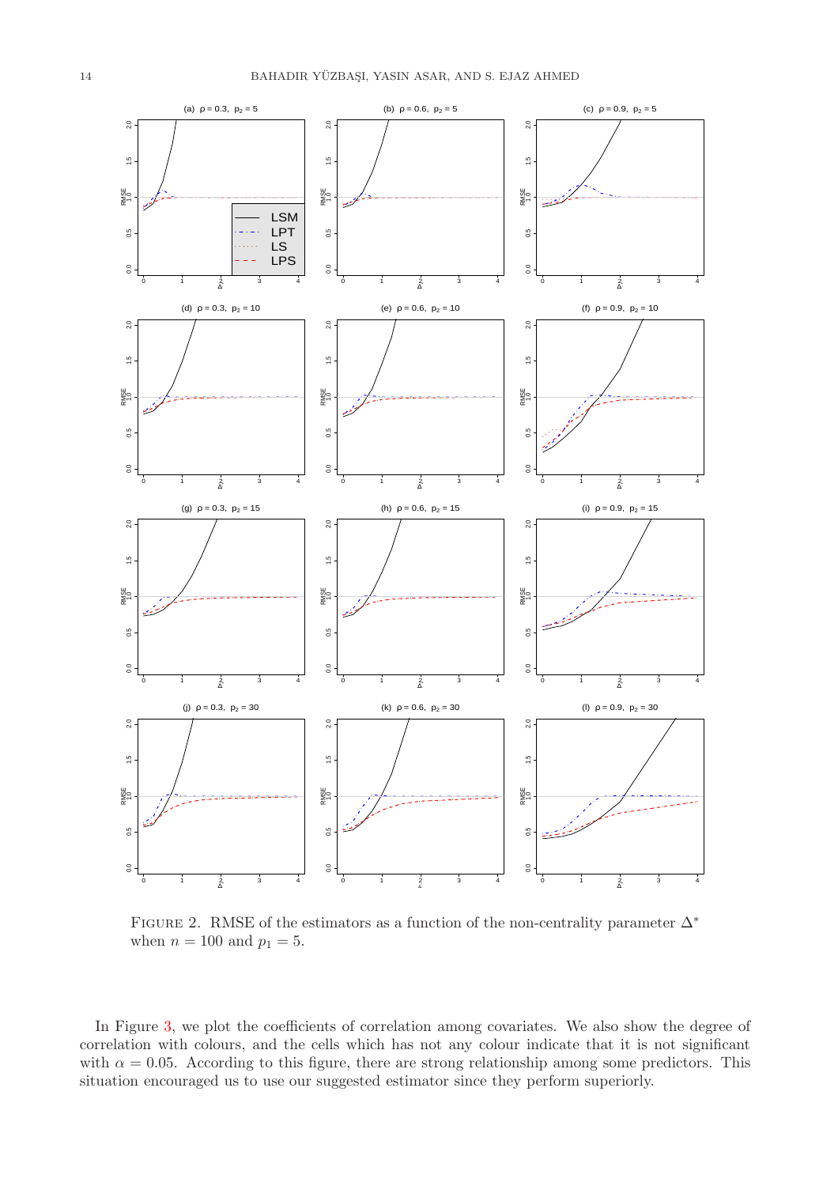Figure 2. RMSE of the estimators as a function of the non-centrality parameter $\Delta^*$ when $n = 100$ and $p_1 = 5$.

In Figure 3, we plot the coefficients of correlation among covariates. We also show the degree of correlation with colours, and the cells which has not any colour indicate that it is not significant with $\alpha = 0.05$. According to this figure, there are strong relationship among some predictors. This situation encouraged us to use our suggested estimator since they perform superiorly.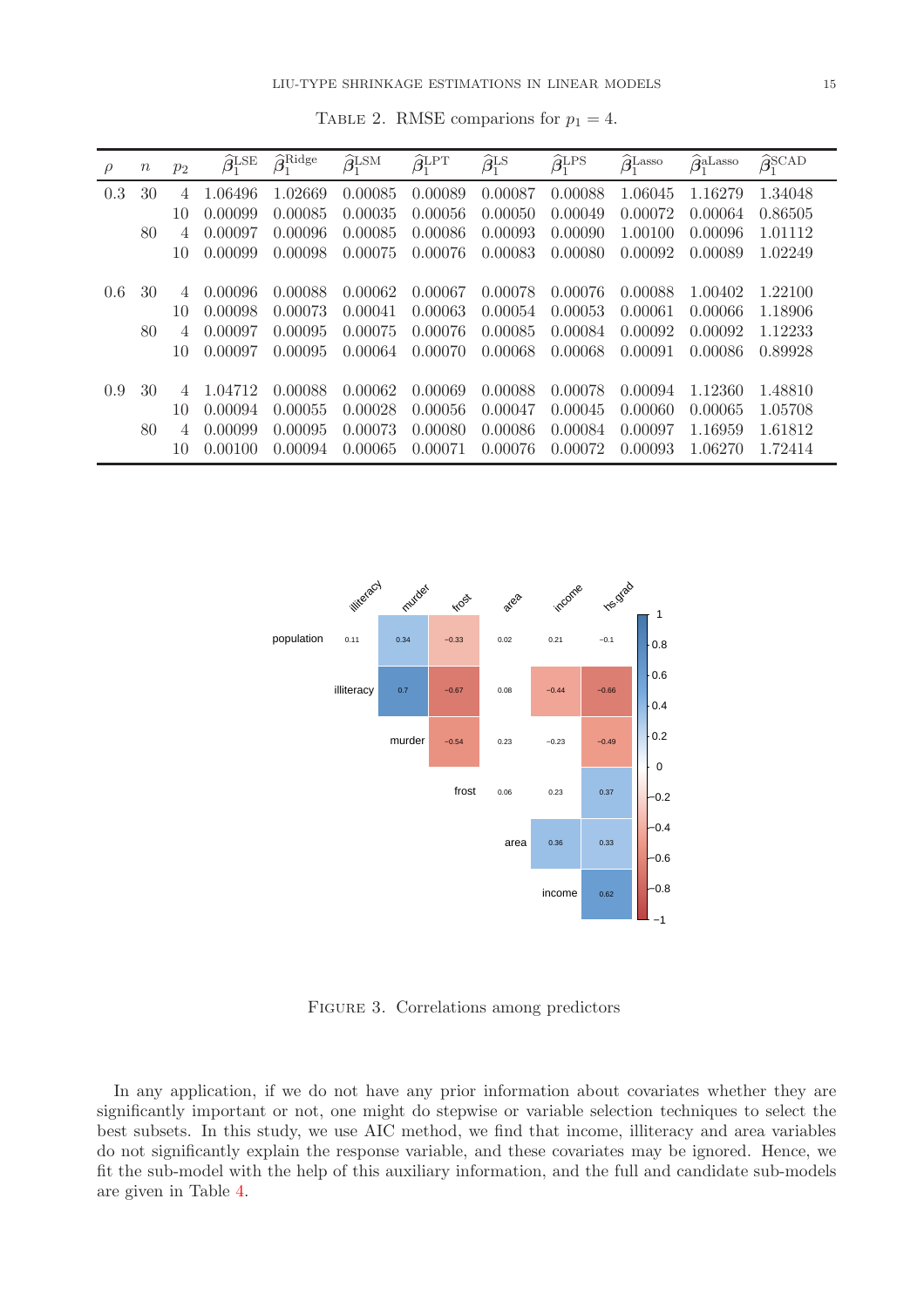TABLE 2. RMSE comparions for $p_1 = 4$.

| $\rho$ | $n$ | $p_2$ | $\widehat{\beta}_1^{\text{LSE}}$ | $\widehat{\beta}_1^{\text{Ridge}}$ | $\widehat{\beta}_1^{\text{LSM}}$ | $\widehat{\beta}_1^{\text{LPT}}$ | $\widehat{\beta}_1^{\text{LS}}$ | $\widehat{\beta}_1^{\text{LPS}}$ | $\widehat{\beta}_1^{\text{Lasso}}$ | $\widehat{\beta}_1^{\text{aLasso}}$ | $\widehat{\beta}_1^{\text{SCAD}}$ |
|---|---|---|---|---|---|---|---|---|---|---|---|
| 0.3 | 30 | 4 | 1.06496 | 1.02669 | 0.00085 | 0.00089 | 0.00087 | 0.00088 | 1.06045 | 1.16279 | 1.34048 |
| | | 10 | 0.00099 | 0.00085 | 0.00035 | 0.00056 | 0.00050 | 0.00049 | 0.00072 | 0.00064 | 0.86505 |
| | 80 | 4 | 0.00097 | 0.00096 | 0.00085 | 0.00086 | 0.00093 | 0.00090 | 1.00100 | 0.00096 | 1.01112 |
| | | 10 | 0.00099 | 0.00098 | 0.00075 | 0.00076 | 0.00083 | 0.00080 | 0.00092 | 0.00089 | 1.02249 |
| 0.6 | 30 | 4 | 0.00096 | 0.00088 | 0.00062 | 0.00067 | 0.00078 | 0.00076 | 0.00088 | 1.00402 | 1.22100 |
| | | 10 | 0.00098 | 0.00073 | 0.00041 | 0.00063 | 0.00054 | 0.00053 | 0.00061 | 0.00066 | 1.18906 |
| | 80 | 4 | 0.00097 | 0.00095 | 0.00075 | 0.00076 | 0.00085 | 0.00084 | 0.00092 | 0.00092 | 1.12233 |
| | | 10 | 0.00097 | 0.00095 | 0.00064 | 0.00070 | 0.00068 | 0.00068 | 0.00091 | 0.00086 | 0.89928 |
| 0.9 | 30 | 4 | 1.04712 | 0.00088 | 0.00062 | 0.00069 | 0.00088 | 0.00078 | 0.00094 | 1.12360 | 1.48810 |
| | | 10 | 0.00094 | 0.00055 | 0.00028 | 0.00056 | 0.00047 | 0.00045 | 0.00060 | 0.00065 | 1.05708 |
| | 80 | 4 | 0.00099 | 0.00095 | 0.00073 | 0.00080 | 0.00086 | 0.00084 | 0.00097 | 1.16959 | 1.61812 |
| | | 10 | 0.00100 | 0.00094 | 0.00065 | 0.00071 | 0.00076 | 0.00072 | 0.00093 | 1.06270 | 1.72414 |

FIGURE 3. Correlations among predictors

In any application, if we do not have any prior information about covariates whether they are significantly important or not, one might do stepwise or variable selection techniques to select the best subsets. In this study, we use AIC method, we find that income, illiteracy and area variables do not significantly explain the response variable, and these covariates may be ignored. Hence, we fit the sub-model with the help of this auxiliary information, and the full and candidate sub-models are given in Table 4.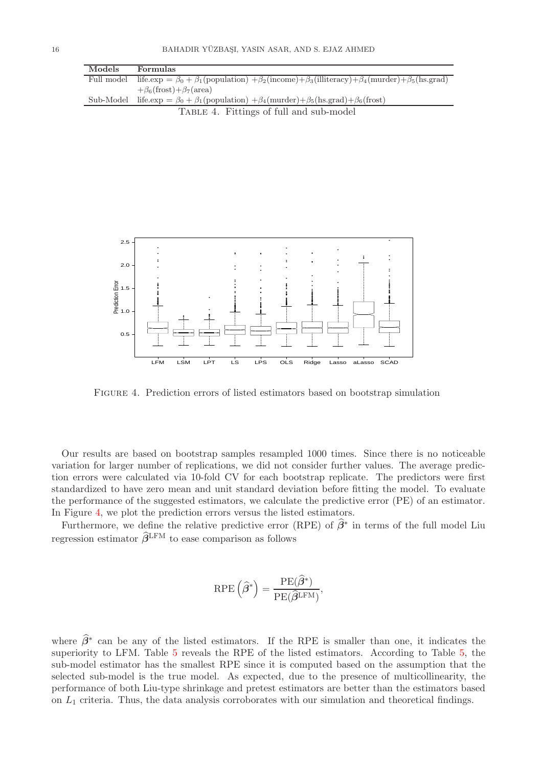| Models | Formulas |
|---|---|
| Full model | life.exp = $\beta_0 + \beta_1$(population) $+\beta_2$(income)$+\beta_3$(illiteracy)$+\beta_4$(murder)$+\beta_5$(hs.grad) $+\beta_6$(frost)$+\beta_7$(area) |
| Sub-Model | life.exp = $\beta_0 + \beta_1$(population) $+\beta_4$(murder)$+\beta_5$(hs.grad)$+\beta_6$(frost) |

TABLE 4. Fittings of full and sub-model

FIGURE 4. Prediction errors of listed estimators based on bootstrap simulation

Our results are based on bootstrap samples resampled 1000 times. Since there is no noticeable variation for larger number of replications, we did not consider further values. The average prediction errors were calculated via 10-fold CV for each bootstrap replicate. The predictors were first standardized to have zero mean and unit standard deviation before fitting the model. To evaluate the performance of the suggested estimators, we calculate the predictive error (PE) of an estimator. In Figure 4, we plot the prediction errors versus the listed estimators.

Furthermore, we define the relative predictive error (RPE) of $\widehat{\boldsymbol{\beta}}^{*}$ in terms of the full model Liu regression estimator $\widehat{\boldsymbol{\beta}}^{\mathrm{LFM}}$ to ease comparison as follows

$$\mathrm{RPE}\left(\widehat{\boldsymbol{\beta}}^{*}\right) = \frac{\mathrm{PE}(\widehat{\boldsymbol{\beta}}^{*})}{\mathrm{PE}(\widehat{\boldsymbol{\beta}}^{\mathrm{LFM}})},$$

where $\widehat{\boldsymbol{\beta}}^{*}$ can be any of the listed estimators. If the RPE is smaller than one, it indicates the superiority to LFM. Table 5 reveals the RPE of the listed estimators. According to Table 5, the sub-model estimator has the smallest RPE since it is computed based on the assumption that the selected sub-model is the true model. As expected, due to the presence of multicollinearity, the performance of both Liu-type shrinkage and pretest estimators are better than the estimators based on $L_1$ criteria. Thus, the data analysis corroborates with our simulation and theoretical findings.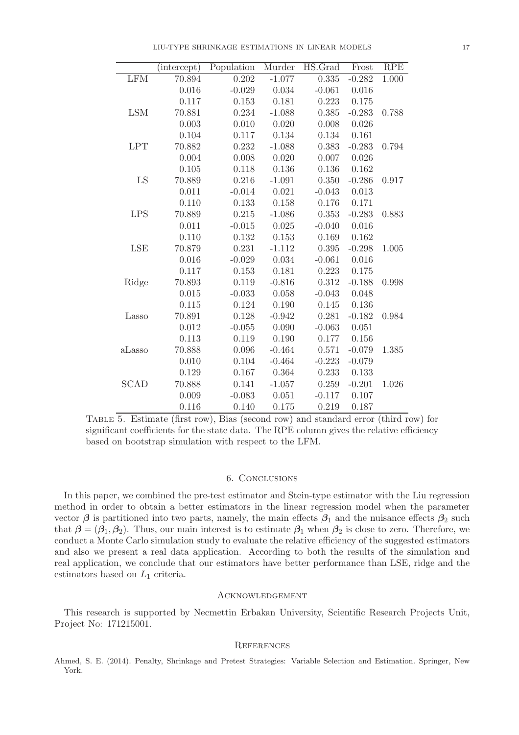|  | (intercept) | Population | Murder | HS.Grad | Frost | RPE |
|---|---|---|---|---|---|---|
| LFM | 70.894 | 0.202 | -1.077 | 0.335 | -0.282 | 1.000 |
|  | 0.016 | -0.029 | 0.034 | -0.061 | 0.016 |  |
|  | 0.117 | 0.153 | 0.181 | 0.223 | 0.175 |  |
| LSM | 70.881 | 0.234 | -1.088 | 0.385 | -0.283 | 0.788 |
|  | 0.003 | 0.010 | 0.020 | 0.008 | 0.026 |  |
|  | 0.104 | 0.117 | 0.134 | 0.134 | 0.161 |  |
| LPT | 70.882 | 0.232 | -1.088 | 0.383 | -0.283 | 0.794 |
|  | 0.004 | 0.008 | 0.020 | 0.007 | 0.026 |  |
|  | 0.105 | 0.118 | 0.136 | 0.136 | 0.162 |  |
| LS | 70.889 | 0.216 | -1.091 | 0.350 | -0.286 | 0.917 |
|  | 0.011 | -0.014 | 0.021 | -0.043 | 0.013 |  |
|  | 0.110 | 0.133 | 0.158 | 0.176 | 0.171 |  |
| LPS | 70.889 | 0.215 | -1.086 | 0.353 | -0.283 | 0.883 |
|  | 0.011 | -0.015 | 0.025 | -0.040 | 0.016 |  |
|  | 0.110 | 0.132 | 0.153 | 0.169 | 0.162 |  |
| LSE | 70.879 | 0.231 | -1.112 | 0.395 | -0.298 | 1.005 |
|  | 0.016 | -0.029 | 0.034 | -0.061 | 0.016 |  |
|  | 0.117 | 0.153 | 0.181 | 0.223 | 0.175 |  |
| Ridge | 70.893 | 0.119 | -0.816 | 0.312 | -0.188 | 0.998 |
|  | 0.015 | -0.033 | 0.058 | -0.043 | 0.048 |  |
|  | 0.115 | 0.124 | 0.190 | 0.145 | 0.136 |  |
| Lasso | 70.891 | 0.128 | -0.942 | 0.281 | -0.182 | 0.984 |
|  | 0.012 | -0.055 | 0.090 | -0.063 | 0.051 |  |
|  | 0.113 | 0.119 | 0.190 | 0.177 | 0.156 |  |
| aLasso | 70.888 | 0.096 | -0.464 | 0.571 | -0.079 | 1.385 |
|  | 0.010 | 0.104 | -0.464 | -0.223 | -0.079 |  |
|  | 0.129 | 0.167 | 0.364 | 0.233 | 0.133 |  |
| SCAD | 70.888 | 0.141 | -1.057 | 0.259 | -0.201 | 1.026 |
|  | 0.009 | -0.083 | 0.051 | -0.117 | 0.107 |  |
|  | 0.116 | 0.140 | 0.175 | 0.219 | 0.187 |  |

Table 5. Estimate (first row), Bias (second row) and standard error (third row) for significant coefficients for the state data. The RPE column gives the relative efficiency based on bootstrap simulation with respect to the LFM.

## 6. Conclusions

In this paper, we combined the pre-test estimator and Stein-type estimator with the Liu regression method in order to obtain a better estimators in the linear regression model when the parameter vector $\boldsymbol{\beta}$ is partitioned into two parts, namely, the main effects $\boldsymbol{\beta}_1$ and the nuisance effects $\boldsymbol{\beta}_2$ such that $\boldsymbol{\beta} = (\boldsymbol{\beta}_1, \boldsymbol{\beta}_2)$. Thus, our main interest is to estimate $\boldsymbol{\beta}_1$ when $\boldsymbol{\beta}_2$ is close to zero. Therefore, we conduct a Monte Carlo simulation study to evaluate the relative efficiency of the suggested estimators and also we present a real data application. According to both the results of the simulation and real application, we conclude that our estimators have better performance than LSE, ridge and the estimators based on $L_1$ criteria.

## Acknowledgement

This research is supported by Necmettin Erbakan University, Scientific Research Projects Unit, Project No: 171215001.

## References

Ahmed, S. E. (2014). Penalty, Shrinkage and Pretest Strategies: Variable Selection and Estimation. Springer, New York.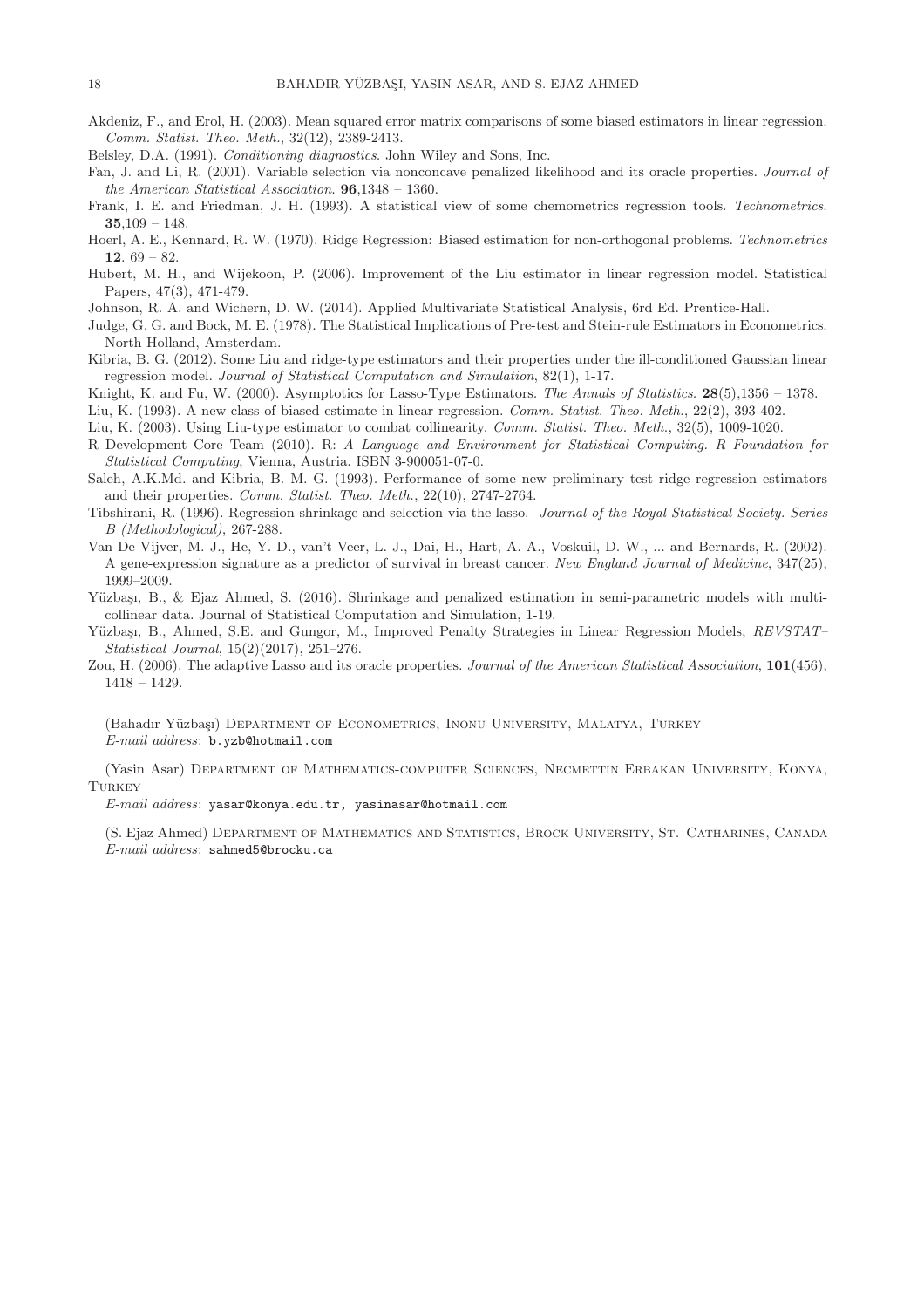Akdeniz, F., and Erol, H. (2003). Mean squared error matrix comparisons of some biased estimators in linear regression. *Comm. Statist. Theo. Meth.*, 32(12), 2389-2413.

Belsley, D.A. (1991). *Conditioning diagnostics*. John Wiley and Sons, Inc.

Fan, J. and Li, R. (2001). Variable selection via nonconcave penalized likelihood and its oracle properties. *Journal of the American Statistical Association*. **96**,1348 – 1360.

Frank, I. E. and Friedman, J. H. (1993). A statistical view of some chemometrics regression tools. *Technometrics*. **35**,109 – 148.

Hoerl, A. E., Kennard, R. W. (1970). Ridge Regression: Biased estimation for non-orthogonal problems. *Technometrics* **12**. 69 – 82.

Hubert, M. H., and Wijekoon, P. (2006). Improvement of the Liu estimator in linear regression model. Statistical Papers, 47(3), 471-479.

Johnson, R. A. and Wichern, D. W. (2014). Applied Multivariate Statistical Analysis, 6rd Ed. Prentice-Hall.

Judge, G. G. and Bock, M. E. (1978). The Statistical Implications of Pre-test and Stein-rule Estimators in Econometrics. North Holland, Amsterdam.

Kibria, B. G. (2012). Some Liu and ridge-type estimators and their properties under the ill-conditioned Gaussian linear regression model. *Journal of Statistical Computation and Simulation*, 82(1), 1-17.

Knight, K. and Fu, W. (2000). Asymptotics for Lasso-Type Estimators. *The Annals of Statistics*. **28**(5),1356 – 1378.

Liu, K. (1993). A new class of biased estimate in linear regression. *Comm. Statist. Theo. Meth.*, 22(2), 393-402.

Liu, K. (2003). Using Liu-type estimator to combat collinearity. *Comm. Statist. Theo. Meth.*, 32(5), 1009-1020.

R Development Core Team (2010). R: *A Language and Environment for Statistical Computing*. *R Foundation for Statistical Computing*, Vienna, Austria. ISBN 3-900051-07-0.

Saleh, A.K.Md. and Kibria, B. M. G. (1993). Performance of some new preliminary test ridge regression estimators and their properties. *Comm. Statist. Theo. Meth.*, 22(10), 2747-2764.

Tibshirani, R. (1996). Regression shrinkage and selection via the lasso. *Journal of the Royal Statistical Society. Series B (Methodological)*, 267-288.

Van De Vijver, M. J., He, Y. D., van't Veer, L. J., Dai, H., Hart, A. A., Voskuil, D. W., ... and Bernards, R. (2002). A gene-expression signature as a predictor of survival in breast cancer. *New England Journal of Medicine*, 347(25), 1999–2009.

Yüzbaşı, B., & Ejaz Ahmed, S. (2016). Shrinkage and penalized estimation in semi-parametric models with multicollinear data. Journal of Statistical Computation and Simulation, 1-19.

Yüzbaşı, B., Ahmed, S.E. and Gungor, M., Improved Penalty Strategies in Linear Regression Models, *REVSTAT–Statistical Journal*, 15(2)(2017), 251–276.

Zou, H. (2006). The adaptive Lasso and its oracle properties. *Journal of the American Statistical Association*, **101**(456), 1418 – 1429.

(Bahadır Yüzbaşı) Department of Econometrics, Inonu University, Malatya, Turkey
*E-mail address*: b.yzb@hotmail.com

(Yasin Asar) Department of Mathematics-computer Sciences, Necmettin Erbakan University, Konya, Turkey
*E-mail address*: yasar@konya.edu.tr, yasinasar@hotmail.com

(S. Ejaz Ahmed) Department of Mathematics and Statistics, Brock University, St. Catharines, Canada
*E-mail address*: sahmed5@brocku.ca